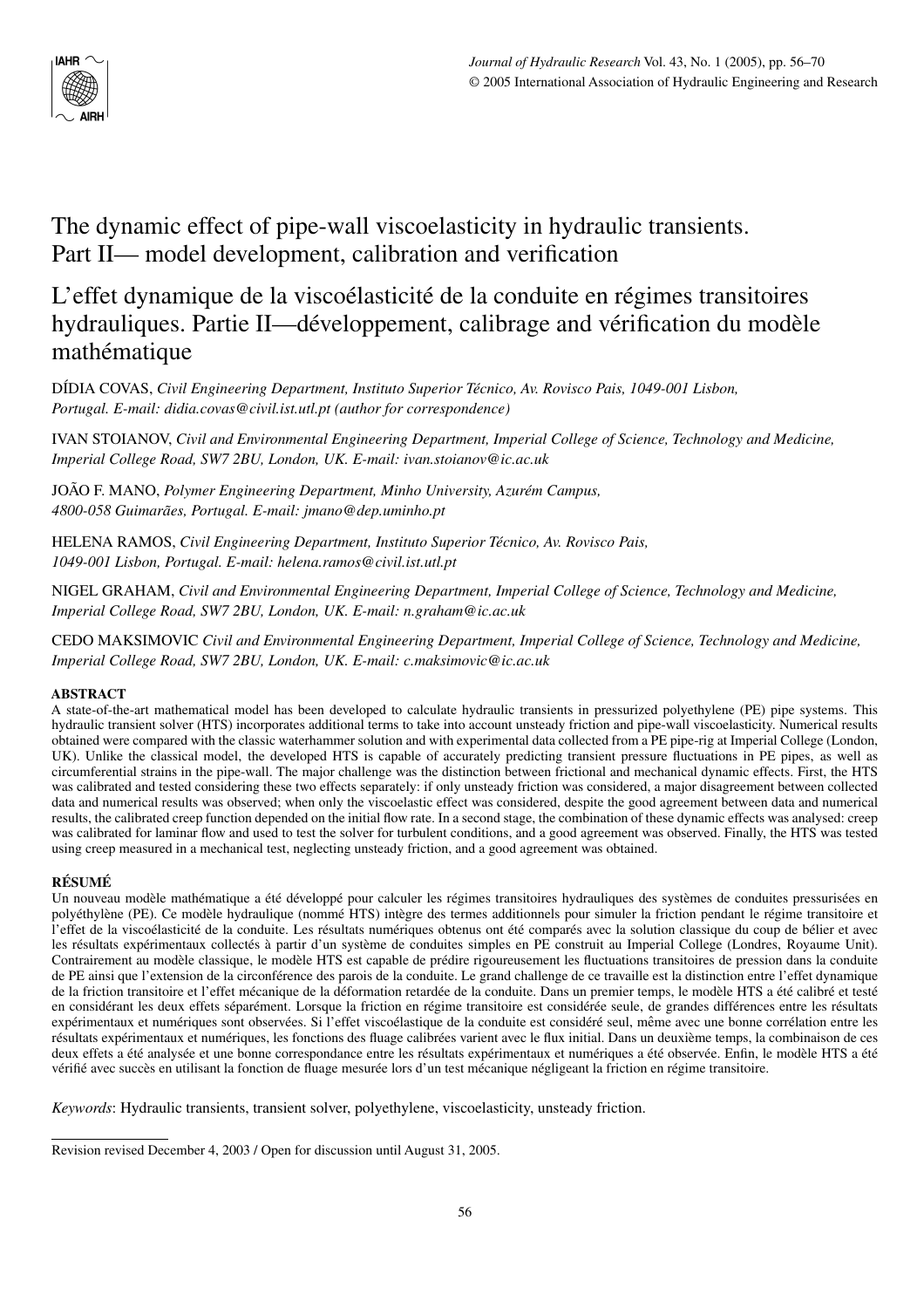# The dynamic effect of pipe-wall viscoelasticity in hydraulic transients. Part II— model development, calibration and verification

# L'effet dynamique de la viscoélasticité de la conduite en régimes transitoires hydrauliques. Partie II—développement, calibrage and vérification du modèle mathématique

DÍDIA COVAS, *Civil Engineering Department, Instituto Superior Técnico, Av. Rovisco Pais, 1049-001 Lisbon, Portugal. E-mail: didia.covas@civil.ist.utl.pt (author for correspondence)*

IVAN STOIANOV, *Civil and Environmental Engineering Department, Imperial College of Science, Technology and Medicine, Imperial College Road, SW7 2BU, London, UK. E-mail: ivan.stoianov@ic.ac.uk*

JOÃO F. MANO, *Polymer Engineering Department, Minho University, Azurém Campus, 4800-058 Guimarães, Portugal. E-mail: jmano@dep.uminho.pt*

HELENA RAMOS, *Civil Engineering Department, Instituto Superior Técnico, Av. Rovisco Pais, 1049-001 Lisbon, Portugal. E-mail: helena.ramos@civil.ist.utl.pt*

NIGEL GRAHAM, *Civil and Environmental Engineering Department, Imperial College of Science, Technology and Medicine, Imperial College Road, SW7 2BU, London, UK. E-mail: n.graham@ic.ac.uk*

CEDO MAKSIMOVIC *Civil and Environmental Engineering Department, Imperial College of Science, Technology and Medicine, Imperial College Road, SW7 2BU, London, UK. E-mail: c.maksimovic@ic.ac.uk*

## ABSTRACT

A state-of-the-art mathematical model has been developed to calculate hydraulic transients in pressurized polyethylene (PE) pipe systems. This hydraulic transient solver (HTS) incorporates additional terms to take into account unsteady friction and pipe-wall viscoelasticity. Numerical results obtained were compared with the classic waterhammer solution and with experimental data collected from a PE pipe-rig at Imperial College (London, UK). Unlike the classical model, the developed HTS is capable of accurately predicting transient pressure fluctuations in PE pipes, as well as circumferential strains in the pipe-wall. The major challenge was the distinction between frictional and mechanical dynamic effects. First, the HTS was calibrated and tested considering these two effects separately: if only unsteady friction was considered, a major disagreement between collected data and numerical results was observed; when only the viscoelastic effect was considered, despite the good agreement between data and numerical results, the calibrated creep function depended on the initial flow rate. In a second stage, the combination of these dynamic effects was analysed: creep was calibrated for laminar flow and used to test the solver for turbulent conditions, and a good agreement was observed. Finally, the HTS was tested using creep measured in a mechanical test, neglecting unsteady friction, and a good agreement was obtained.

## RÉSUMÉ

Un nouveau modèle mathématique a été développé pour calculer les régimes transitoires hydrauliques des systèmes de conduites pressurisées en polyéthylène (PE). Ce modèle hydraulique (nommé HTS) intègre des termes additionnels pour simuler la friction pendant le régime transitoire et l'effet de la viscoélasticité de la conduite. Les résultats numériques obtenus ont été comparés avec la solution classique du coup de bélier et avec les résultats expérimentaux collectés à partir d'un système de conduites simples en PE construit au Imperial College (Londres, Royaume Unit). Contrairement au modèle classique, le modèle HTS est capable de prédire rigoureusement les fluctuations transitoires de pression dans la conduite de PE ainsi que l'extension de la circonférence des parois de la conduite. Le grand challenge de ce travaille est la distinction entre l'effet dynamique de la friction transitoire et l'effet mécanique de la déformation retardée de la conduite. Dans un premier temps, le modèle HTS a été calibré et testé en considérant les deux effets séparément. Lorsque la friction en régime transitoire est considérée seule, de grandes différences entre les résultats expérimentaux et numériques sont observées. Si l'effet viscoélastique de la conduite est considéré seul, même avec une bonne corrélation entre les résultats expérimentaux et numériques, les fonctions des fluage calibrées varient avec le flux initial. Dans un deuxième temps, la combinaison de ces deux effets a été analysée et une bonne correspondance entre les résultats expérimentaux et numériques a été observée. Enfin, le modèle HTS a été vérifié avec succès en utilisant la fonction de fluage mesurée lors d'un test mécanique négligeant la friction en régime transitoire.

*Keywords*: Hydraulic transients, transient solver, polyethylene, viscoelasticity, unsteady friction.

Revision revised December 4, 2003 / Open for discussion until August 31, 2005.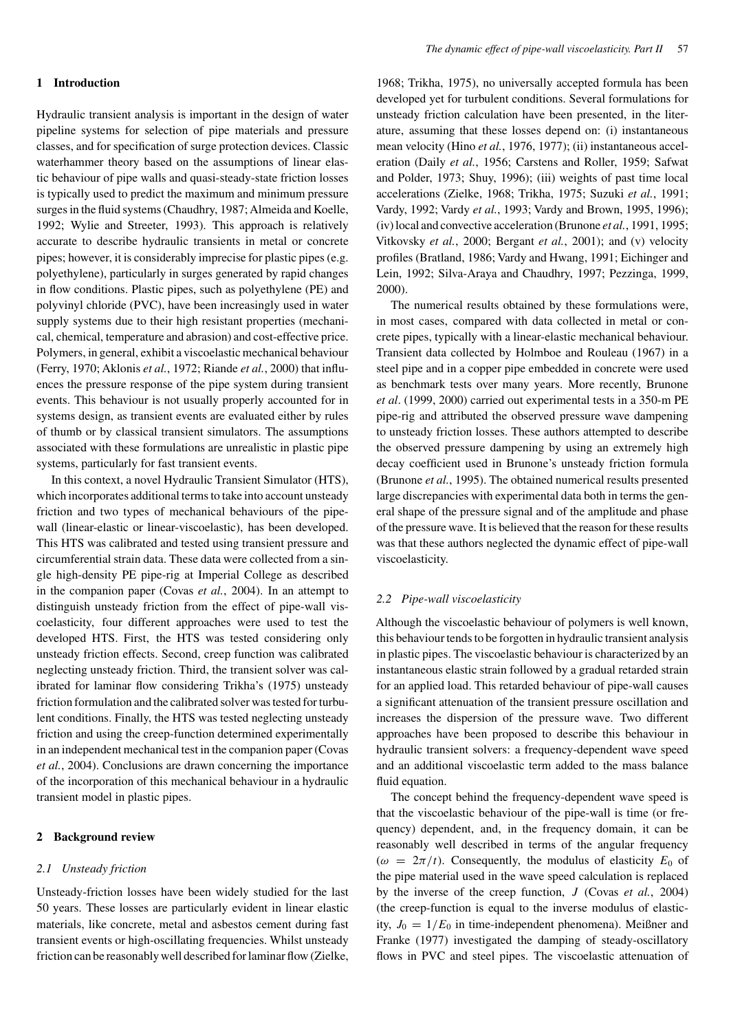## 1 Introduction

Hydraulic transient analysis is important in the design of water pipeline systems for selection of pipe materials and pressure classes, and for specification of surge protection devices. Classic waterhammer theory based on the assumptions of linear elastic behaviour of pipe walls and quasi-steady-state friction losses is typically used to predict the maximum and minimum pressure surges in the fluid systems (Chaudhry, 1987; Almeida and Koelle, 1992; Wylie and Streeter, 1993). This approach is relatively accurate to describe hydraulic transients in metal or concrete pipes; however, it is considerably imprecise for plastic pipes (e.g. polyethylene), particularly in surges generated by rapid changes in flow conditions. Plastic pipes, such as polyethylene (PE) and polyvinyl chloride (PVC), have been increasingly used in water supply systems due to their high resistant properties (mechanical, chemical, temperature and abrasion) and cost-effective price. Polymers, in general, exhibit a viscoelastic mechanical behaviour (Ferry, 1970; Aklonis *et al.*, 1972; Riande *et al.*, 2000) that influences the pressure response of the pipe system during transient events. This behaviour is not usually properly accounted for in systems design, as transient events are evaluated either by rules of thumb or by classical transient simulators. The assumptions associated with these formulations are unrealistic in plastic pipe systems, particularly for fast transient events.

In this context, a novel Hydraulic Transient Simulator (HTS), which incorporates additional terms to take into account unsteady friction and two types of mechanical behaviours of the pipe-wall (linear-elastic or linear-viscoelastic), has been developed. This HTS was calibrated and tested using transient pressure and circumferential strain data. These data were collected from a single high-density PE pipe-rig at Imperial College as described in the companion paper (Covas *et al.*, 2004). In an attempt to distinguish unsteady friction from the effect of pipe-wall viscoelasticity, four different approaches were used to test the developed HTS. First, the HTS was tested considering only unsteady friction effects. Second, creep function was calibrated neglecting unsteady friction. Third, the transient solver was calibrated for laminar flow considering Trikha's (1975) unsteady friction formulation and the calibrated solver was tested for turbulent conditions. Finally, the HTS was tested neglecting unsteady friction and using the creep-function determined experimentally in an independent mechanical test in the companion paper (Covas *et al.*, 2004). Conclusions are drawn concerning the importance of the incorporation of this mechanical behaviour in a hydraulic transient model in plastic pipes.

## 2 Background review

### 2.1 Unsteady friction

Unsteady-friction losses have been widely studied for the last 50 years. These losses are particularly evident in linear elastic materials, like concrete, metal and asbestos cement during fast transient events or high-oscillating frequencies. Whilst unsteady friction can be reasonably well described for laminar flow (Zielke, 1968; Trikha, 1975), no universally accepted formula has been developed yet for turbulent conditions. Several formulations for unsteady friction calculation have been presented, in the literature, assuming that these losses depend on: (i) instantaneous mean velocity (Hino *et al.*, 1976, 1977); (ii) instantaneous acceleration (Daily *et al.*, 1956; Carstens and Roller, 1959; Safwat and Polder, 1973; Shuy, 1996); (iii) weights of past time local accelerations (Zielke, 1968; Trikha, 1975; Suzuki *et al.*, 1991; Vardy, 1992; Vardy *et al.*, 1993; Vardy and Brown, 1995, 1996); (iv) local and convective acceleration (Brunone *et al.*, 1991, 1995; Vitkovsky *et al.*, 2000; Bergant *et al.*, 2001); and (v) velocity profiles (Bratland, 1986; Vardy and Hwang, 1991; Eichinger and Lein, 1992; Silva-Araya and Chaudhry, 1997; Pezzinga, 1999, 2000).

The numerical results obtained by these formulations were, in most cases, compared with data collected in metal or concrete pipes, typically with a linear-elastic mechanical behaviour. Transient data collected by Holmboe and Rouleau (1967) in a steel pipe and in a copper pipe embedded in concrete were used as benchmark tests over many years. More recently, Brunone *et al*. (1999, 2000) carried out experimental tests in a 350-m PE pipe-rig and attributed the observed pressure wave dampening to unsteady friction losses. These authors attempted to describe the observed pressure dampening by using an extremely high decay coefficient used in Brunone's unsteady friction formula (Brunone *et al.*, 1995). The obtained numerical results presented large discrepancies with experimental data both in terms the general shape of the pressure signal and of the amplitude and phase of the pressure wave. It is believed that the reason for these results was that these authors neglected the dynamic effect of pipe-wall viscoelasticity.

### 2.2 Pipe-wall viscoelasticity

Although the viscoelastic behaviour of polymers is well known, this behaviour tends to be forgotten in hydraulic transient analysis in plastic pipes. The viscoelastic behaviour is characterized by an instantaneous elastic strain followed by a gradual retarded strain for an applied load. This retarded behaviour of pipe-wall causes a significant attenuation of the transient pressure oscillation and increases the dispersion of the pressure wave. Two different approaches have been proposed to describe this behaviour in hydraulic transient solvers: a frequency-dependent wave speed and an additional viscoelastic term added to the mass balance fluid equation.

The concept behind the frequency-dependent wave speed is that the viscoelastic behaviour of the pipe-wall is time (or frequency) dependent, and, in the frequency domain, it can be reasonably well described in terms of the angular frequency ($\omega = 2\pi/t$). Consequently, the modulus of elasticity $E_0$ of the pipe material used in the wave speed calculation is replaced by the inverse of the creep function, $J$ (Covas *et al.*, 2004) (the creep-function is equal to the inverse modulus of elasticity, $J_0 = 1/E_0$ in time-independent phenomena). Meißner and Franke (1977) investigated the damping of steady-oscillatory flows in PVC and steel pipes. The viscoelastic attenuation of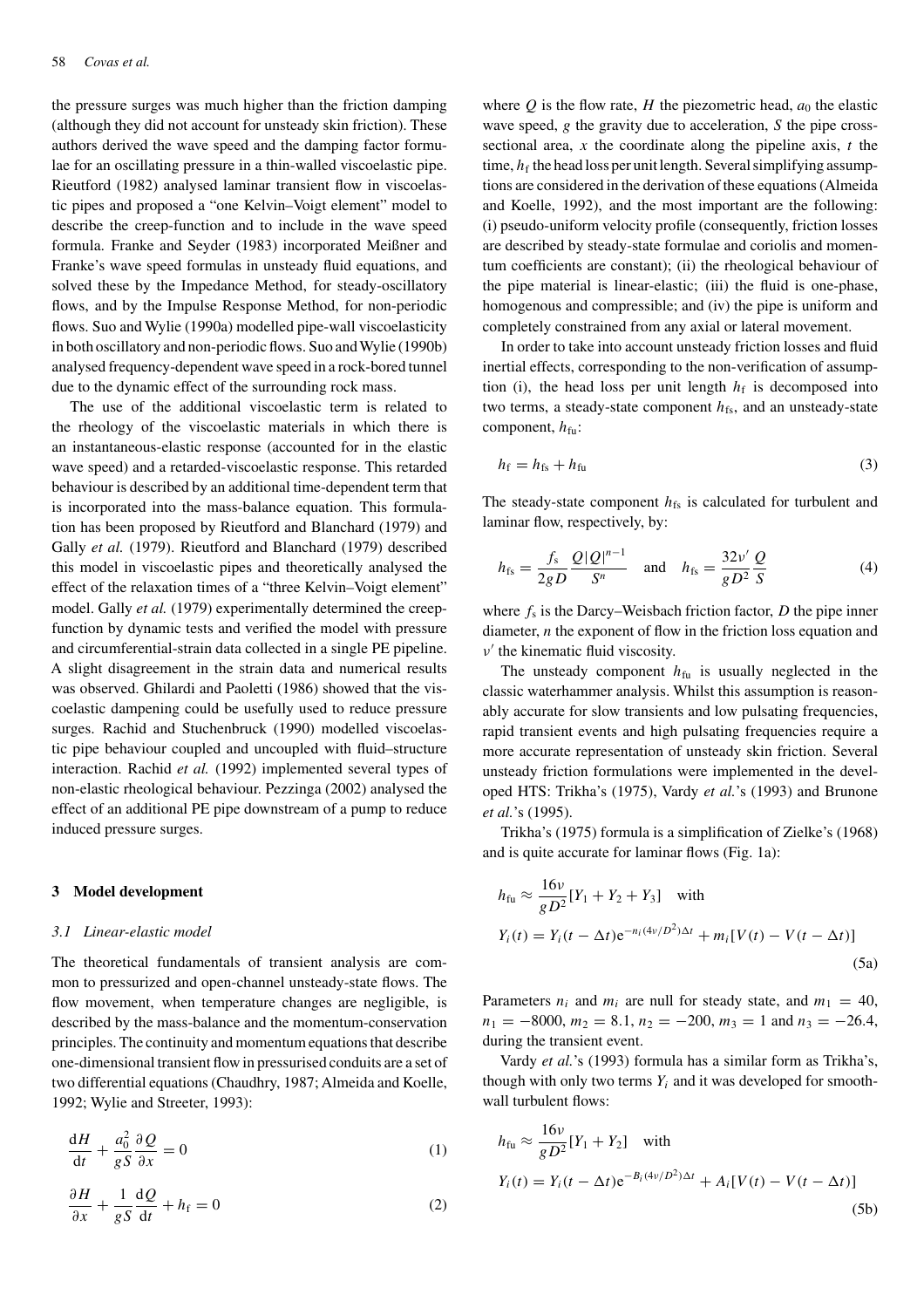the pressure surges was much higher than the friction damping (although they did not account for unsteady skin friction). These authors derived the wave speed and the damping factor formulae for an oscillating pressure in a thin-walled viscoelastic pipe. Rieutford (1982) analysed laminar transient flow in viscoelastic pipes and proposed a "one Kelvin–Voigt element" model to describe the creep-function and to include in the wave speed formula. Franke and Seyder (1983) incorporated Meißner and Franke's wave speed formulas in unsteady fluid equations, and solved these by the Impedance Method, for steady-oscillatory flows, and by the Impulse Response Method, for non-periodic flows. Suo and Wylie (1990a) modelled pipe-wall viscoelasticity in both oscillatory and non-periodic flows. Suo and Wylie (1990b) analysed frequency-dependent wave speed in a rock-bored tunnel due to the dynamic effect of the surrounding rock mass.

The use of the additional viscoelastic term is related to the rheology of the viscoelastic materials in which there is an instantaneous-elastic response (accounted for in the elastic wave speed) and a retarded-viscoelastic response. This retarded behaviour is described by an additional time-dependent term that is incorporated into the mass-balance equation. This formulation has been proposed by Rieutford and Blanchard (1979) and Gally *et al.* (1979). Rieutford and Blanchard (1979) described this model in viscoelastic pipes and theoretically analysed the effect of the relaxation times of a "three Kelvin–Voigt element" model. Gally *et al.* (1979) experimentally determined the creep-function by dynamic tests and verified the model with pressure and circumferential-strain data collected in a single PE pipeline. A slight disagreement in the strain data and numerical results was observed. Ghilardi and Paoletti (1986) showed that the viscoelastic dampening could be usefully used to reduce pressure surges. Rachid and Stuchenbruck (1990) modelled viscoelastic pipe behaviour coupled and uncoupled with fluid–structure interaction. Rachid *et al.* (1992) implemented several types of non-elastic rheological behaviour. Pezzinga (2002) analysed the effect of an additional PE pipe downstream of a pump to reduce induced pressure surges.

## 3 Model development

### 3.1 Linear-elastic model

The theoretical fundamentals of transient analysis are common to pressurized and open-channel unsteady-state flows. The flow movement, when temperature changes are negligible, is described by the mass-balance and the momentum-conservation principles. The continuity and momentum equations that describe one-dimensional transient flow in pressurised conduits are a set of two differential equations (Chaudhry, 1987; Almeida and Koelle, 1992; Wylie and Streeter, 1993):

$$\frac{\mathrm{d}H}{\mathrm{d}t} + \frac{a_0^2}{gS}\frac{\partial Q}{\partial x} = 0 \tag{1}$$

$$\frac{\partial H}{\partial x} + \frac{1}{gS}\frac{\mathrm{d}Q}{\mathrm{d}t} + h_\mathrm{f} = 0 \tag{2}$$

where $Q$ is the flow rate, $H$ the piezometric head, $a_0$ the elastic wave speed, $g$ the gravity due to acceleration, $S$ the pipe cross-sectional area, $x$ the coordinate along the pipeline axis, $t$ the time, $h_\mathrm{f}$ the head loss per unit length. Several simplifying assumptions are considered in the derivation of these equations (Almeida and Koelle, 1992), and the most important are the following: (i) pseudo-uniform velocity profile (consequently, friction losses are described by steady-state formulae and coriolis and momentum coefficients are constant); (ii) the rheological behaviour of the pipe material is linear-elastic; (iii) the fluid is one-phase, homogenous and compressible; and (iv) the pipe is uniform and completely constrained from any axial or lateral movement.

In order to take into account unsteady friction losses and fluid inertial effects, corresponding to the non-verification of assumption (i), the head loss per unit length $h_\mathrm{f}$ is decomposed into two terms, a steady-state component $h_\mathrm{fs}$, and an unsteady-state component, $h_\mathrm{fu}$:

$$h_\mathrm{f} = h_\mathrm{fs} + h_\mathrm{fu} \tag{3}$$

The steady-state component $h_\mathrm{fs}$ is calculated for turbulent and laminar flow, respectively, by:

$$h_\mathrm{fs} = \frac{f_\mathrm{s}}{2gD}\frac{Q|Q|^{n-1}}{S^n} \quad \text{and} \quad h_\mathrm{fs} = \frac{32\nu'}{gD^2}\frac{Q}{S} \tag{4}$$

where $f_\mathrm{s}$ is the Darcy–Weisbach friction factor, $D$ the pipe inner diameter, $n$ the exponent of flow in the friction loss equation and $\nu'$ the kinematic fluid viscosity.

The unsteady component $h_\mathrm{fu}$ is usually neglected in the classic waterhammer analysis. Whilst this assumption is reasonably accurate for slow transients and low pulsating frequencies, rapid transient events and high pulsating frequencies require a more accurate representation of unsteady skin friction. Several unsteady friction formulations were implemented in the developed HTS: Trikha's (1975), Vardy *et al.*'s (1993) and Brunone *et al.*'s (1995).

Trikha's (1975) formula is a simplification of Zielke's (1968) and is quite accurate for laminar flows (Fig. 1a):

$$h_\mathrm{fu} \approx \frac{16\nu}{gD^2}[Y_1 + Y_2 + Y_3] \quad \text{with}$$
$$Y_i(t) = Y_i(t - \Delta t)\mathrm{e}^{-n_i(4\nu/D^2)\Delta t} + m_i[V(t) - V(t - \Delta t)] \tag{5a}$$

Parameters $n_i$ and $m_i$ are null for steady state, and $m_1 = 40$, $n_1 = -8000$, $m_2 = 8.1$, $n_2 = -200$, $m_3 = 1$ and $n_3 = -26.4$, during the transient event.

Vardy *et al.*'s (1993) formula has a similar form as Trikha's, though with only two terms $Y_i$ and it was developed for smooth-wall turbulent flows:

$$h_\mathrm{fu} \approx \frac{16\nu}{gD^2}[Y_1 + Y_2] \quad \text{with}$$
$$Y_i(t) = Y_i(t - \Delta t)\mathrm{e}^{-B_i(4\nu/D^2)\Delta t} + A_i[V(t) - V(t - \Delta t)] \tag{5b}$$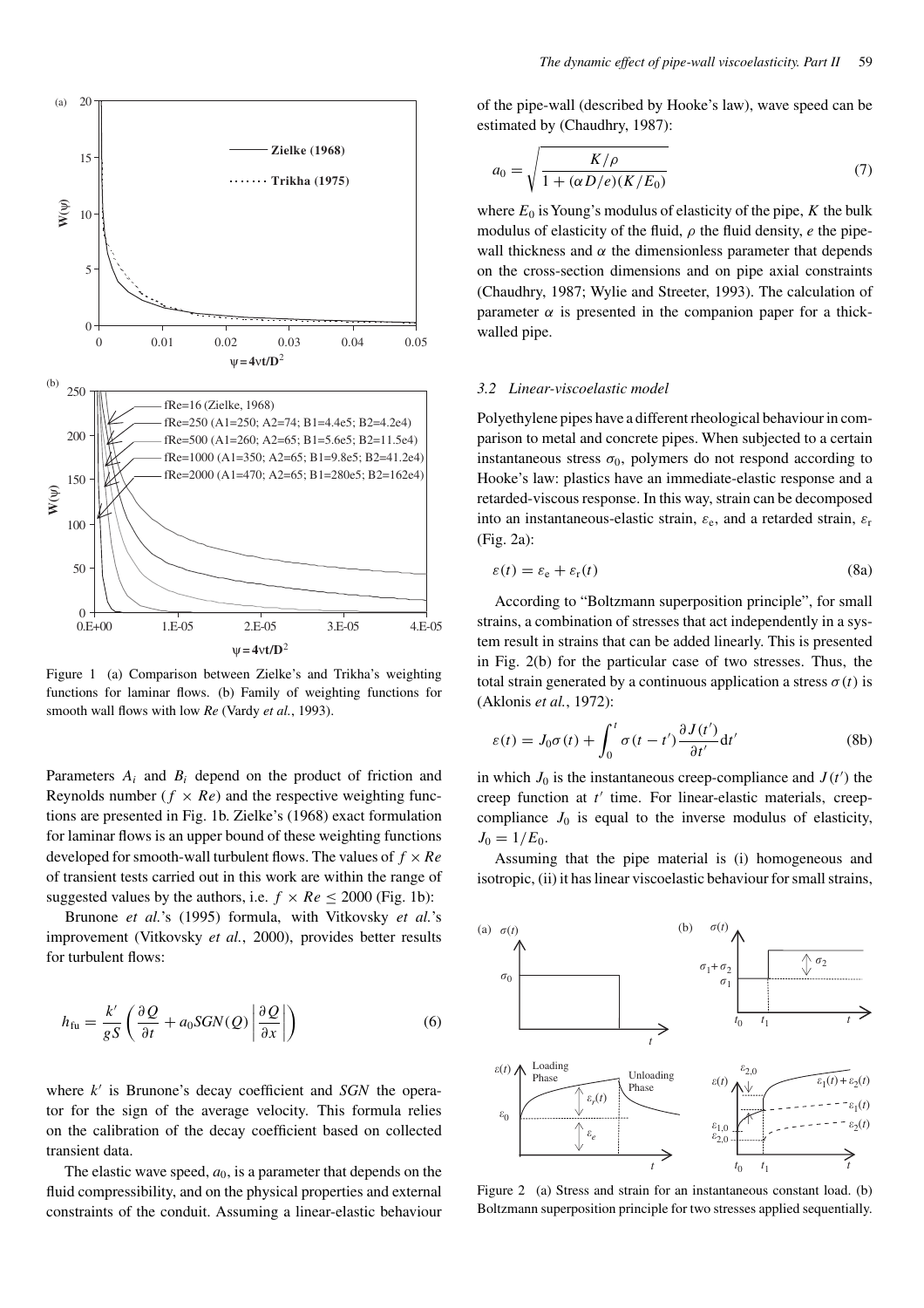Figure 1 (a) Comparison between Zielke's and Trikha's weighting functions for laminar flows. (b) Family of weighting functions for smooth wall flows with low *Re* (Vardy *et al.*, 1993).

Parameters $A_i$ and $B_i$ depend on the product of friction and Reynolds number ($f \times Re$) and the respective weighting functions are presented in Fig. 1b. Zielke's (1968) exact formulation for laminar flows is an upper bound of these weighting functions developed for smooth-wall turbulent flows. The values of $f \times Re$ of transient tests carried out in this work are within the range of suggested values by the authors, i.e. $f \times Re \leq 2000$ (Fig. 1b):

Brunone *et al.*'s (1995) formula, with Vitkovsky *et al.*'s improvement (Vitkovsky *et al.*, 2000), provides better results for turbulent flows:

$$h_{\mathrm{fu}} = \frac{k'}{gS}\left(\frac{\partial Q}{\partial t} + a_0 SGN(Q)\left|\frac{\partial Q}{\partial x}\right|\right) \tag{6}$$

where $k'$ is Brunone's decay coefficient and *SGN* the operator for the sign of the average velocity. This formula relies on the calibration of the decay coefficient based on collected transient data.

The elastic wave speed, $a_0$, is a parameter that depends on the fluid compressibility, and on the physical properties and external constraints of the conduit. Assuming a linear-elastic behaviour of the pipe-wall (described by Hooke's law), wave speed can be estimated by (Chaudhry, 1987):

$$a_0 = \sqrt{\frac{K/\rho}{1 + (\alpha D/e)(K/E_0)}} \tag{7}$$

where $E_0$ is Young's modulus of elasticity of the pipe, $K$ the bulk modulus of elasticity of the fluid, $\rho$ the fluid density, $e$ the pipe-wall thickness and $\alpha$ the dimensionless parameter that depends on the cross-section dimensions and on pipe axial constraints (Chaudhry, 1987; Wylie and Streeter, 1993). The calculation of parameter $\alpha$ is presented in the companion paper for a thick-walled pipe.

### 3.2 Linear-viscoelastic model

Polyethylene pipes have a different rheological behaviour in comparison to metal and concrete pipes. When subjected to a certain instantaneous stress $\sigma_0$, polymers do not respond according to Hooke's law: plastics have an immediate-elastic response and a retarded-viscous response. In this way, strain can be decomposed into an instantaneous-elastic strain, $\varepsilon_e$, and a retarded strain, $\varepsilon_r$ (Fig. 2a):

$$\varepsilon(t) = \varepsilon_e + \varepsilon_r(t) \tag{8a}$$

According to "Boltzmann superposition principle", for small strains, a combination of stresses that act independently in a system result in strains that can be added linearly. This is presented in Fig. 2(b) for the particular case of two stresses. Thus, the total strain generated by a continuous application a stress $\sigma(t)$ is (Aklonis *et al.*, 1972):

$$\varepsilon(t) = J_0\sigma(t) + \int_0^t \sigma(t - t')\frac{\partial J(t')}{\partial t'}\mathrm{d}t' \tag{8b}$$

in which $J_0$ is the instantaneous creep-compliance and $J(t')$ the creep function at $t'$ time. For linear-elastic materials, creep-compliance $J_0$ is equal to the inverse modulus of elasticity, $J_0 = 1/E_0$.

Assuming that the pipe material is (i) homogeneous and isotropic, (ii) it has linear viscoelastic behaviour for small strains,

Figure 2 (a) Stress and strain for an instantaneous constant load. (b) Boltzmann superposition principle for two stresses applied sequentially.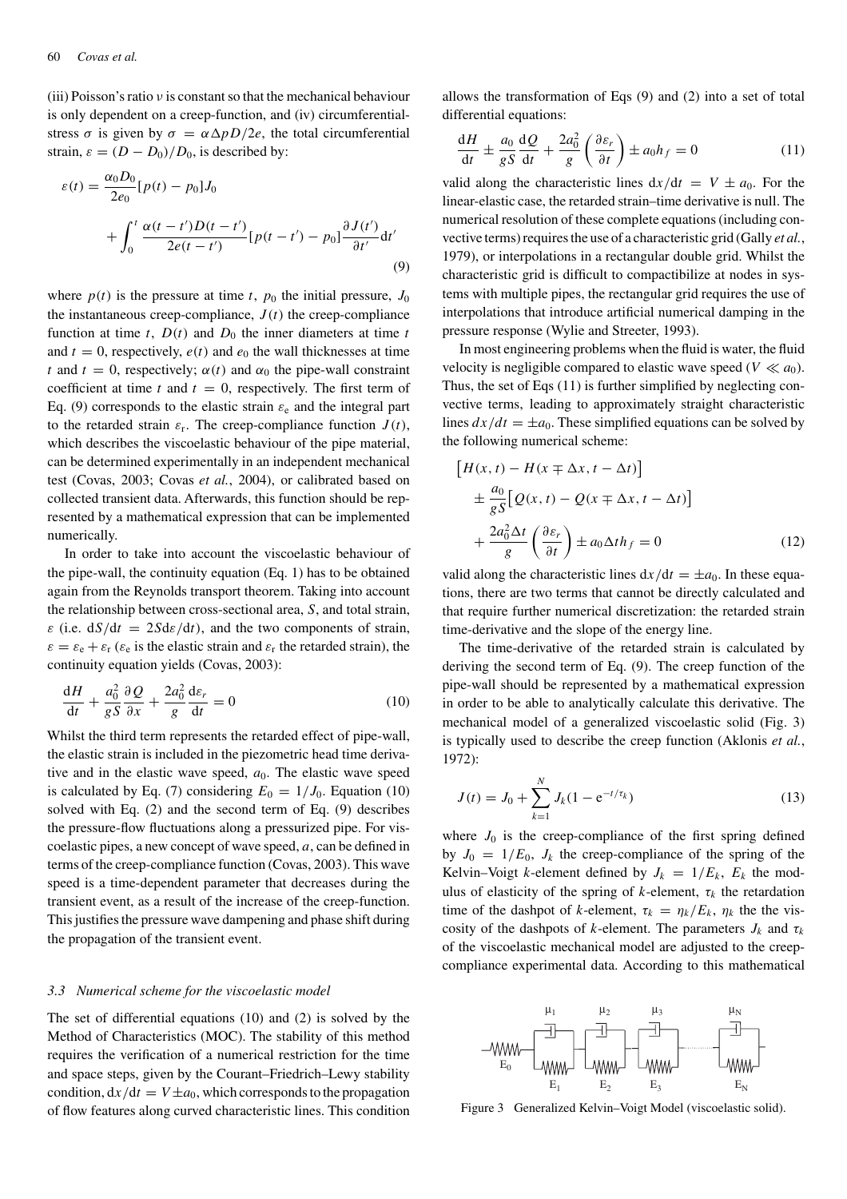(iii) Poisson's ratio $\nu$ is constant so that the mechanical behaviour is only dependent on a creep-function, and (iv) circumferential-stress $\sigma$ is given by $\sigma = \alpha \Delta p D/2e$, the total circumferential strain, $\varepsilon = (D - D_0)/D_0$, is described by:

$$\varepsilon(t) = \frac{\alpha_0 D_0}{2e_0}[p(t) - p_0]J_0 + \int_0^t \frac{\alpha(t-t')D(t-t')}{2e(t-t')}[p(t-t') - p_0]\frac{\partial J(t')}{\partial t'}\mathrm{d}t' \tag{9}$$

where $p(t)$ is the pressure at time $t$, $p_0$ the initial pressure, $J_0$ the instantaneous creep-compliance, $J(t)$ the creep-compliance function at time $t$, $D(t)$ and $D_0$ the inner diameters at time $t$ and $t = 0$, respectively, $e(t)$ and $e_0$ the wall thicknesses at time $t$ and $t = 0$, respectively; $\alpha(t)$ and $\alpha_0$ the pipe-wall constraint coefficient at time $t$ and $t = 0$, respectively. The first term of Eq. (9) corresponds to the elastic strain $\varepsilon_e$ and the integral part to the retarded strain $\varepsilon_r$. The creep-compliance function $J(t)$, which describes the viscoelastic behaviour of the pipe material, can be determined experimentally in an independent mechanical test (Covas, 2003; Covas *et al.*, 2004), or calibrated based on collected transient data. Afterwards, this function should be represented by a mathematical expression that can be implemented numerically.

In order to take into account the viscoelastic behaviour of the pipe-wall, the continuity equation (Eq. 1) has to be obtained again from the Reynolds transport theorem. Taking into account the relationship between cross-sectional area, $S$, and total strain, $\varepsilon$ (i.e. $\mathrm{d}S/\mathrm{d}t = 2S\mathrm{d}\varepsilon/\mathrm{d}t$), and the two components of strain, $\varepsilon = \varepsilon_e + \varepsilon_r$ ($\varepsilon_e$ is the elastic strain and $\varepsilon_r$ the retarded strain), the continuity equation yields (Covas, 2003):

$$\frac{\mathrm{d}H}{\mathrm{d}t} + \frac{a_0^2}{gS}\frac{\partial Q}{\partial x} + \frac{2a_0^2}{g}\frac{\mathrm{d}\varepsilon_r}{\mathrm{d}t} = 0 \tag{10}$$

Whilst the third term represents the retarded effect of pipe-wall, the elastic strain is included in the piezometric head time derivative and in the elastic wave speed, $a_0$. The elastic wave speed is calculated by Eq. (7) considering $E_0 = 1/J_0$. Equation (10) solved with Eq. (2) and the second term of Eq. (9) describes the pressure-flow fluctuations along a pressurized pipe. For viscoelastic pipes, a new concept of wave speed, $a$, can be defined in terms of the creep-compliance function (Covas, 2003). This wave speed is a time-dependent parameter that decreases during the transient event, as a result of the increase of the creep-function. This justifies the pressure wave dampening and phase shift during the propagation of the transient event.

### 3.3 Numerical scheme for the viscoelastic model

The set of differential equations (10) and (2) is solved by the Method of Characteristics (MOC). The stability of this method requires the verification of a numerical restriction for the time and space steps, given by the Courant–Friedrich–Lewy stability condition, $\mathrm{d}x/\mathrm{d}t = V \pm a_0$, which corresponds to the propagation of flow features along curved characteristic lines. This condition allows the transformation of Eqs (9) and (2) into a set of total differential equations:

$$\frac{\mathrm{d}H}{\mathrm{d}t} \pm \frac{a_0}{gS}\frac{\mathrm{d}Q}{\mathrm{d}t} + \frac{2a_0^2}{g}\left(\frac{\partial \varepsilon_r}{\partial t}\right) \pm a_0 h_f = 0 \tag{11}$$

valid along the characteristic lines $\mathrm{d}x/\mathrm{d}t = V \pm a_0$. For the linear-elastic case, the retarded strain–time derivative is null. The numerical resolution of these complete equations (including convective terms) requires the use of a characteristic grid (Gally *et al.*, 1979), or interpolations in a rectangular double grid. Whilst the characteristic grid is difficult to compactibilize at nodes in systems with multiple pipes, the rectangular grid requires the use of interpolations that introduce artificial numerical damping in the pressure response (Wylie and Streeter, 1993).

In most engineering problems when the fluid is water, the fluid velocity is negligible compared to elastic wave speed ($V \ll a_0$). Thus, the set of Eqs (11) is further simplified by neglecting convective terms, leading to approximately straight characteristic lines $dx/dt = \pm a_0$. These simplified equations can be solved by the following numerical scheme:

$$\left[H(x,t) - H(x \mp \Delta x, t - \Delta t)\right] \pm \frac{a_0}{gS}\left[Q(x,t) - Q(x \mp \Delta x, t - \Delta t)\right] + \frac{2a_0^2 \Delta t}{g}\left(\frac{\partial \varepsilon_r}{\partial t}\right) \pm a_0 \Delta t h_f = 0 \tag{12}$$

valid along the characteristic lines $\mathrm{d}x/\mathrm{d}t = \pm a_0$. In these equations, there are two terms that cannot be directly calculated and that require further numerical discretization: the retarded strain time-derivative and the slope of the energy line.

The time-derivative of the retarded strain is calculated by deriving the second term of Eq. (9). The creep function of the pipe-wall should be represented by a mathematical expression in order to be able to analytically calculate this derivative. The mechanical model of a generalized viscoelastic solid (Fig. 3) is typically used to describe the creep function (Aklonis *et al.*, 1972):

$$J(t) = J_0 + \sum_{k=1}^{N} J_k(1 - \mathrm{e}^{-t/\tau_k}) \tag{13}$$

where $J_0$ is the creep-compliance of the first spring defined by $J_0 = 1/E_0$, $J_k$ the creep-compliance of the spring of the Kelvin–Voigt $k$-element defined by $J_k = 1/E_k$, $E_k$ the modulus of elasticity of the spring of $k$-element, $\tau_k$ the retardation time of the dashpot of $k$-element, $\tau_k = \eta_k/E_k$, $\eta_k$ the viscosity of the dashpots of $k$-element. The parameters $J_k$ and $\tau_k$ of the viscoelastic mechanical model are adjusted to the creep-compliance experimental data. According to this mathematical

Figure 3 Generalized Kelvin–Voigt Model (viscoelastic solid).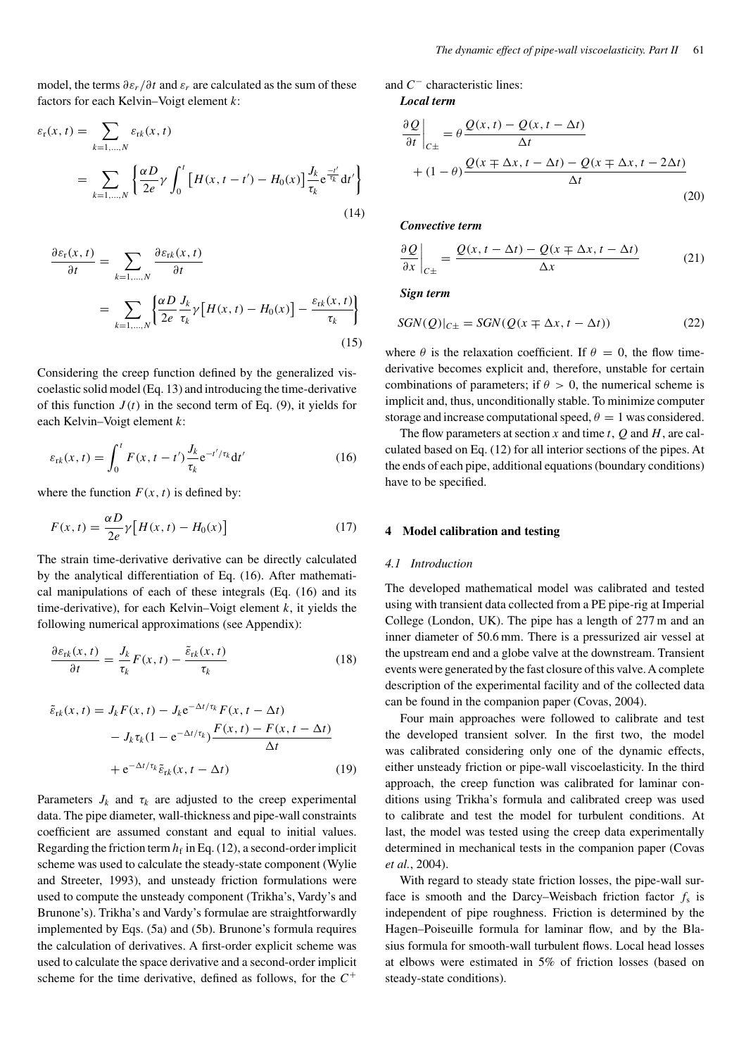model, the terms $\partial \varepsilon_r / \partial t$ and $\varepsilon_r$ are calculated as the sum of these factors for each Kelvin–Voigt element $k$:

$$\varepsilon_{\mathrm{r}}(x,t) = \sum_{k=1,\ldots,N} \varepsilon_{\mathrm{r}k}(x,t) = \sum_{k=1,\ldots,N} \left\{ \frac{\alpha D}{2e} \gamma \int_0^t \left[ H(x,t-t') - H_0(x) \right] \frac{J_k}{\tau_k} \mathrm{e}^{\frac{-t'}{\tau_k}} \mathrm{d}t' \right\} \tag{14}$$

$$\frac{\partial \varepsilon_{\mathrm{r}}(x,t)}{\partial t} = \sum_{k=1,\ldots,N} \frac{\partial \varepsilon_{\mathrm{r}k}(x,t)}{\partial t} = \sum_{k=1,\ldots,N} \left\{ \frac{\alpha D}{2e} \frac{J_k}{\tau_k} \gamma \left[ H(x,t) - H_0(x) \right] - \frac{\varepsilon_{\mathrm{r}k}(x,t)}{\tau_k} \right\} \tag{15}$$

Considering the creep function defined by the generalized viscoelastic solid model (Eq. 13) and introducing the time-derivative of this function $J(t)$ in the second term of Eq. (9), it yields for each Kelvin–Voigt element $k$:

$$\varepsilon_{\mathrm{r}k}(x,t) = \int_0^t F(x,t-t') \frac{J_k}{\tau_k} \mathrm{e}^{-t'/\tau_k} \mathrm{d}t' \tag{16}$$

where the function $F(x,t)$ is defined by:

$$F(x,t) = \frac{\alpha D}{2e} \gamma \left[ H(x,t) - H_0(x) \right] \tag{17}$$

The strain time-derivative derivative can be directly calculated by the analytical differentiation of Eq. (16). After mathematical manipulations of each of these integrals (Eq. (16) and its time-derivative), for each Kelvin–Voigt element $k$, it yields the following numerical approximations (see Appendix):

$$\frac{\partial \varepsilon_{\mathrm{r}k}(x,t)}{\partial t} = \frac{J_k}{\tau_k} F(x,t) - \frac{\tilde{\varepsilon}_{\mathrm{r}k}(x,t)}{\tau_k} \tag{18}$$

$$\tilde{\varepsilon}_{\mathrm{r}k}(x,t) = J_k F(x,t) - J_k \mathrm{e}^{-\Delta t/\tau_k} F(x,t-\Delta t) - J_k \tau_k (1 - \mathrm{e}^{-\Delta t/\tau_k}) \frac{F(x,t) - F(x,t-\Delta t)}{\Delta t} + \mathrm{e}^{-\Delta t/\tau_k} \tilde{\varepsilon}_{\mathrm{r}k}(x,t-\Delta t) \tag{19}$$

Parameters $J_k$ and $\tau_k$ are adjusted to the creep experimental data. The pipe diameter, wall-thickness and pipe-wall constraints coefficient are assumed constant and equal to initial values. Regarding the friction term $h_{\mathrm{f}}$ in Eq. (12), a second-order implicit scheme was used to calculate the steady-state component (Wylie and Streeter, 1993), and unsteady friction formulations were used to compute the unsteady component (Trikha's, Vardy's and Brunone's). Trikha's and Vardy's formulae are straightforwardly implemented by Eqs. (5a) and (5b). Brunone's formula requires the calculation of derivatives. A first-order explicit scheme was used to calculate the space derivative and a second-order implicit scheme for the time derivative, defined as follows, for the $C^+$ and $C^-$ characteristic lines:

***Local term***

$$\left. \frac{\partial Q}{\partial t} \right|_{C\pm} = \theta \frac{Q(x,t) - Q(x,t-\Delta t)}{\Delta t} + (1-\theta) \frac{Q(x \mp \Delta x, t-\Delta t) - Q(x \mp \Delta x, t - 2\Delta t)}{\Delta t} \tag{20}$$

***Convective term***

$$\left. \frac{\partial Q}{\partial x} \right|_{C\pm} = \frac{Q(x,t-\Delta t) - Q(x \mp \Delta x, t-\Delta t)}{\Delta x} \tag{21}$$

***Sign term***

$$SGN(Q)|_{C\pm} = SGN(Q(x \mp \Delta x, t - \Delta t)) \tag{22}$$

where $\theta$ is the relaxation coefficient. If $\theta = 0$, the flow time-derivative becomes explicit and, therefore, unstable for certain combinations of parameters; if $\theta > 0$, the numerical scheme is implicit and, thus, unconditionally stable. To minimize computer storage and increase computational speed, $\theta = 1$ was considered.

The flow parameters at section $x$ and time $t$, $Q$ and $H$, are calculated based on Eq. (12) for all interior sections of the pipes. At the ends of each pipe, additional equations (boundary conditions) have to be specified.

## 4 Model calibration and testing

### *4.1 Introduction*

The developed mathematical model was calibrated and tested using with transient data collected from a PE pipe-rig at Imperial College (London, UK). The pipe has a length of 277 m and an inner diameter of 50.6 mm. There is a pressurized air vessel at the upstream end and a globe valve at the downstream. Transient events were generated by the fast closure of this valve. A complete description of the experimental facility and of the collected data can be found in the companion paper (Covas, 2004).

Four main approaches were followed to calibrate and test the developed transient solver. In the first two, the model was calibrated considering only one of the dynamic effects, either unsteady friction or pipe-wall viscoelasticity. In the third approach, the creep function was calibrated for laminar conditions using Trikha's formula and calibrated creep was used to calibrate and test the model for turbulent conditions. At last, the model was tested using the creep data experimentally determined in mechanical tests in the companion paper (Covas *et al.*, 2004).

With regard to steady state friction losses, the pipe-wall surface is smooth and the Darcy–Weisbach friction factor $f_{\mathrm{s}}$ is independent of pipe roughness. Friction is determined by the Hagen–Poiseuille formula for laminar flow, and by the Blasius formula for smooth-wall turbulent flows. Local head losses at elbows were estimated in 5% of friction losses (based on steady-state conditions).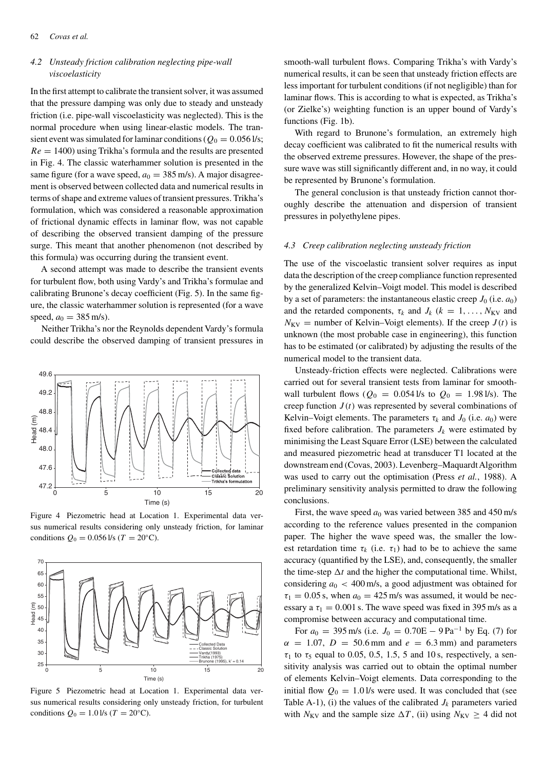### 4.2 Unsteady friction calibration neglecting pipe-wall viscoelasticity

In the first attempt to calibrate the transient solver, it was assumed that the pressure damping was only due to steady and unsteady friction (i.e. pipe-wall viscoelasticity was neglected). This is the normal procedure when using linear-elastic models. The transient event was simulated for laminar conditions ($Q_0 = 0.056$ l/s; $Re = 1400$) using Trikha's formula and the results are presented in Fig. 4. The classic waterhammer solution is presented in the same figure (for a wave speed, $a_0 = 385$ m/s). A major disagreement is observed between collected data and numerical results in terms of shape and extreme values of transient pressures. Trikha's formulation, which was considered a reasonable approximation of frictional dynamic effects in laminar flow, was not capable of describing the observed transient damping of the pressure surge. This meant that another phenomenon (not described by this formula) was occurring during the transient event.

A second attempt was made to describe the transient events for turbulent flow, both using Vardy's and Trikha's formulae and calibrating Brunone's decay coefficient (Fig. 5). In the same figure, the classic waterhammer solution is represented (for a wave speed, $a_0 = 385$ m/s).

Neither Trikha's nor the Reynolds dependent Vardy's formula could describe the observed damping of transient pressures in smooth-wall turbulent flows. Comparing Trikha's with Vardy's numerical results, it can be seen that unsteady friction effects are less important for turbulent conditions (if not negligible) than for laminar flows. This is according to what is expected, as Trikha's (or Zielke's) weighting function is an upper bound of Vardy's functions (Fig. 1b).

With regard to Brunone's formulation, an extremely high decay coefficient was calibrated to fit the numerical results with the observed extreme pressures. However, the shape of the pressure wave was still significantly different and, in no way, it could be represented by Brunone's formulation.

The general conclusion is that unsteady friction cannot thoroughly describe the attenuation and dispersion of transient pressures in polyethylene pipes.

Figure 4 Piezometric head at Location 1. Experimental data versus numerical results considering only unsteady friction, for laminar conditions $Q_0 = 0.056$ l/s ($T = 20$°C).

Figure 5 Piezometric head at Location 1. Experimental data versus numerical results considering only unsteady friction, for turbulent conditions $Q_0 = 1.0$ l/s ($T = 20$°C).

### 4.3 Creep calibration neglecting unsteady friction

The use of the viscoelastic transient solver requires as input data the description of the creep compliance function represented by the generalized Kelvin–Voigt model. This model is described by a set of parameters: the instantaneous elastic creep $J_0$ (i.e. $a_0$) and the retarded components, $\tau_k$ and $J_k$ ($k = 1, \ldots, N_{KV}$ and $N_{KV}$ = number of Kelvin–Voigt elements). If the creep $J(t)$ is unknown (the most probable case in engineering), this function has to be estimated (or calibrated) by adjusting the results of the numerical model to the transient data.

Unsteady-friction effects were neglected. Calibrations were carried out for several transient tests from laminar for smooth-wall turbulent flows ($Q_0 = 0.054$ l/s to $Q_0 = 1.98$ l/s). The creep function $J(t)$ was represented by several combinations of Kelvin–Voigt elements. The parameters $\tau_k$ and $J_0$ (i.e. $a_0$) were fixed before calibration. The parameters $J_k$ were estimated by minimising the Least Square Error (LSE) between the calculated and measured piezometric head at transducer T1 located at the downstream end (Covas, 2003). Levenberg–Maquardt Algorithm was used to carry out the optimisation (Press *et al.*, 1988). A preliminary sensitivity analysis permitted to draw the following conclusions.

First, the wave speed $a_0$ was varied between 385 and 450 m/s according to the reference values presented in the companion paper. The higher the wave speed was, the smaller the lowest retardation time $\tau_k$ (i.e. $\tau_1$) had to be to achieve the same accuracy (quantified by the LSE), and, consequently, the smaller the time-step $\Delta t$ and the higher the computational time. Whilst, considering $a_0 < 400$ m/s, a good adjustment was obtained for $\tau_1 = 0.05$ s, when $a_0 = 425$ m/s was assumed, it would be necessary a $\tau_1 = 0.001$ s. The wave speed was fixed in 395 m/s as a compromise between accuracy and computational time.

For $a_0 = 395$ m/s (i.e. $J_0 = 0.70\text{E} - 9\,\text{Pa}^{-1}$ by Eq. (7) for $\alpha = 1.07$, $D = 50.6$ mm and $e = 6.3$ mm) and parameters $\tau_1$ to $\tau_5$ equal to 0.05, 0.5, 1.5, 5 and 10 s, respectively, a sensitivity analysis was carried out to obtain the optimal number of elements Kelvin–Voigt elements. Data corresponding to the initial flow $Q_0 = 1.0$ l/s were used. It was concluded that (see Table A-1), (i) the values of the calibrated $J_k$ parameters varied with $N_{KV}$ and the sample size $\Delta T$, (ii) using $N_{KV} \geq 4$ did not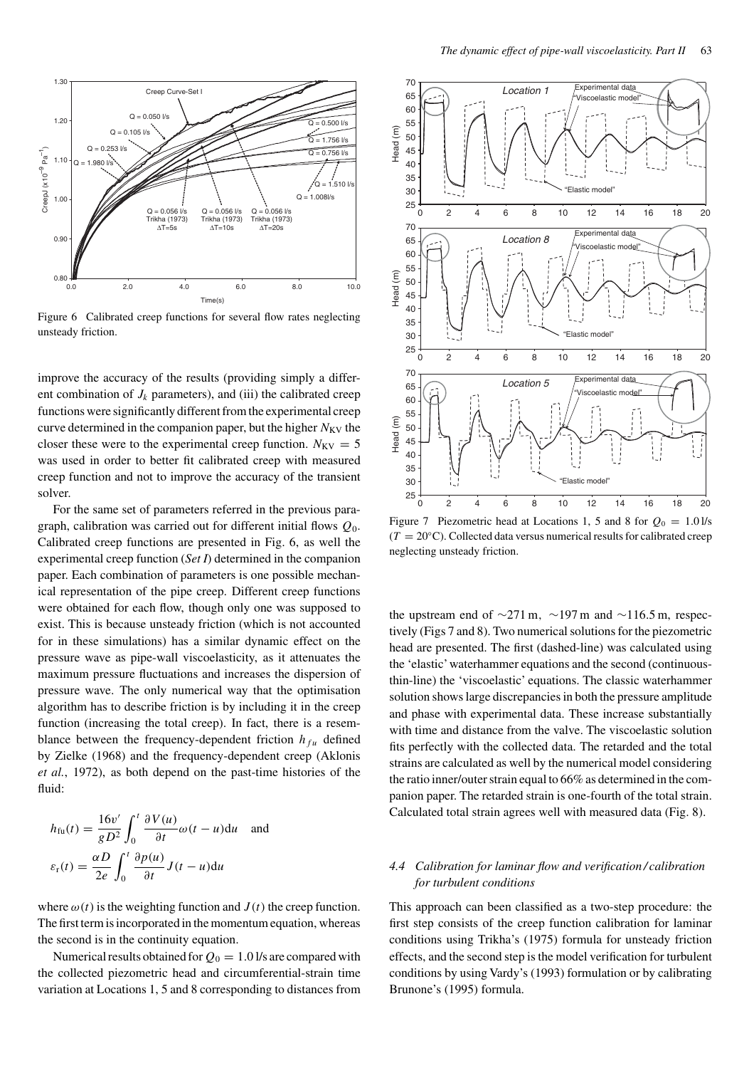Figure 6 Calibrated creep functions for several flow rates neglecting unsteady friction.

improve the accuracy of the results (providing simply a different combination of $J_k$ parameters), and (iii) the calibrated creep functions were significantly different from the experimental creep curve determined in the companion paper, but the higher $N_{KV}$ the closer these were to the experimental creep function. $N_{KV} = 5$ was used in order to better fit calibrated creep with measured creep function and not to improve the accuracy of the transient solver.

For the same set of parameters referred in the previous paragraph, calibration was carried out for different initial flows $Q_0$. Calibrated creep functions are presented in Fig. 6, as well the experimental creep function (*Set I*) determined in the companion paper. Each combination of parameters is one possible mechanical representation of the pipe creep. Different creep functions were obtained for each flow, though only one was supposed to exist. This is because unsteady friction (which is not accounted for in these simulations) has a similar dynamic effect on the pressure wave as pipe-wall viscoelasticity, as it attenuates the maximum pressure fluctuations and increases the dispersion of pressure wave. The only numerical way that the optimisation algorithm has to describe friction is by including it in the creep function (increasing the total creep). In fact, there is a resemblance between the frequency-dependent friction $h_{fu}$ defined by Zielke (1968) and the frequency-dependent creep (Aklonis *et al.*, 1972), as both depend on the past-time histories of the fluid:

$$h_{\text{fu}}(t) = \frac{16v'}{gD^2}\int_0^t \frac{\partial V(u)}{\partial t}\omega(t-u)\mathrm{d}u \quad \text{and}$$

$$\varepsilon_{\text{r}}(t) = \frac{\alpha D}{2e}\int_0^t \frac{\partial p(u)}{\partial t}J(t-u)\mathrm{d}u$$

where $\omega(t)$ is the weighting function and $J(t)$ the creep function. The first term is incorporated in the momentum equation, whereas the second is in the continuity equation.

Numerical results obtained for $Q_0 = 1.0$ l/s are compared with the collected piezometric head and circumferential-strain time variation at Locations 1, 5 and 8 corresponding to distances from the upstream end of ∼271 m, ∼197 m and ∼116.5 m, respectively (Figs 7 and 8). Two numerical solutions for the piezometric head are presented. The first (dashed-line) was calculated using the 'elastic' waterhammer equations and the second (continuous-thin-line) the 'viscoelastic' equations. The classic waterhammer solution shows large discrepancies in both the pressure amplitude and phase with experimental data. These increase substantially with time and distance from the valve. The viscoelastic solution fits perfectly with the collected data. The retarded and the total strains are calculated as well by the numerical model considering the ratio inner/outer strain equal to 66% as determined in the companion paper. The retarded strain is one-fourth of the total strain. Calculated total strain agrees well with measured data (Fig. 8).

Figure 7 Piezometric head at Locations 1, 5 and 8 for $Q_0 = 1.0$ l/s ($T = 20$°C). Collected data versus numerical results for calibrated creep neglecting unsteady friction.

### 4.4 Calibration for laminar flow and verification/calibration for turbulent conditions

This approach can been classified as a two-step procedure: the first step consists of the creep function calibration for laminar conditions using Trikha's (1975) formula for unsteady friction effects, and the second step is the model verification for turbulent conditions by using Vardy's (1993) formulation or by calibrating Brunone's (1995) formula.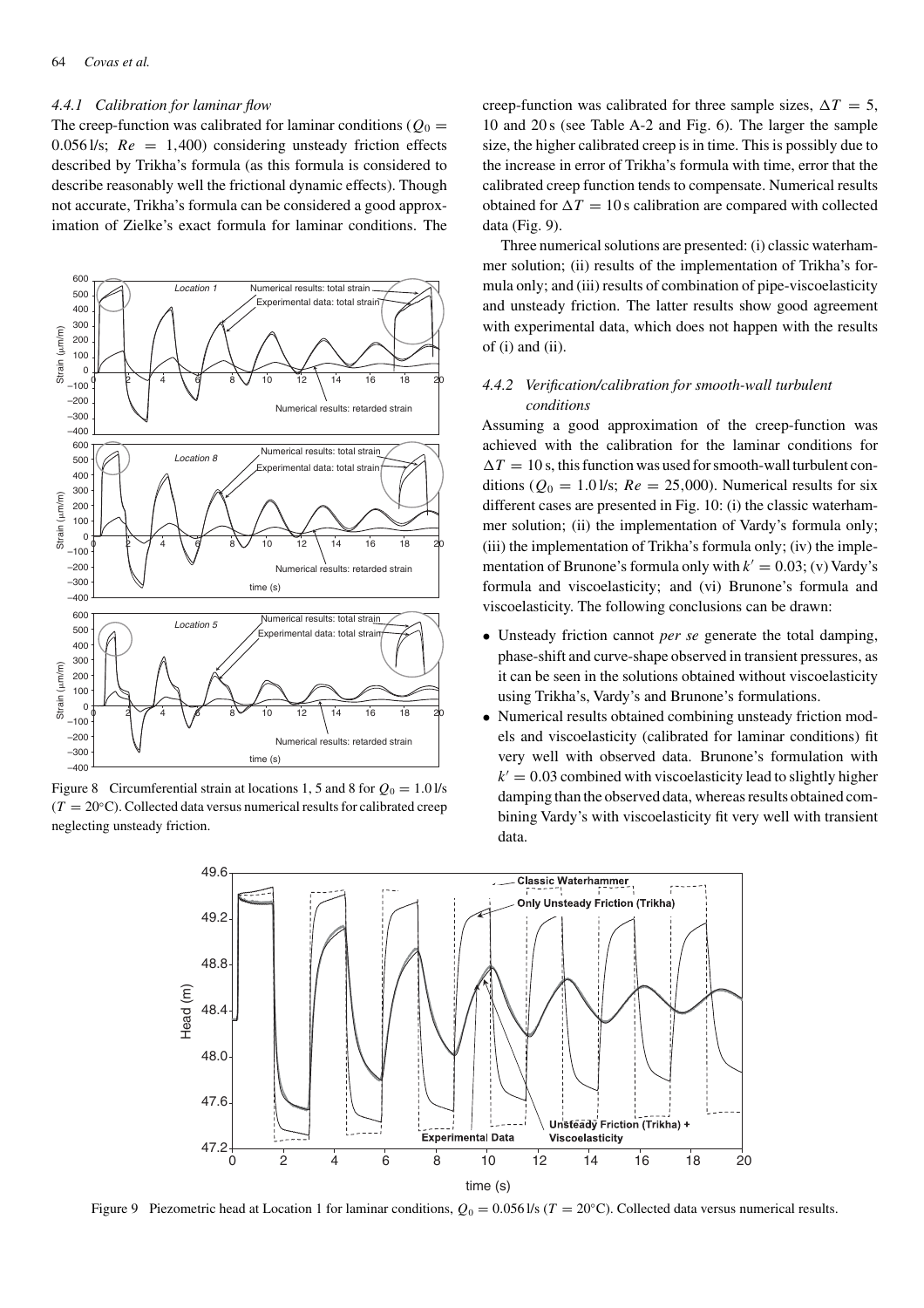#### 4.4.1 Calibration for laminar flow

The creep-function was calibrated for laminar conditions ($Q_0 = 0.056$ l/s; $Re = 1{,}400$) considering unsteady friction effects described by Trikha's formula (as this formula is considered to describe reasonably well the frictional dynamic effects). Though not accurate, Trikha's formula can be considered a good approximation of Zielke's exact formula for laminar conditions. The creep-function was calibrated for three sample sizes, $\Delta T = 5$, 10 and 20 s (see Table A-2 and Fig. 6). The larger the sample size, the higher calibrated creep is in time. This is possibly due to the increase in error of Trikha's formula with time, error that the calibrated creep function tends to compensate. Numerical results obtained for $\Delta T = 10$ s calibration are compared with collected data (Fig. 9).

Figure 8 Circumferential strain at locations 1, 5 and 8 for $Q_0 = 1.0$ l/s ($T = 20°$C). Collected data versus numerical results for calibrated creep neglecting unsteady friction.

Three numerical solutions are presented: (i) classic waterhammer solution; (ii) results of the implementation of Trikha's formula only; and (iii) results of combination of pipe-viscoelasticity and unsteady friction. The latter results show good agreement with experimental data, which does not happen with the results of (i) and (ii).

#### 4.4.2 Verification/calibration for smooth-wall turbulent conditions

Assuming a good approximation of the creep-function was achieved with the calibration for the laminar conditions for $\Delta T = 10$ s, this function was used for smooth-wall turbulent conditions ($Q_0 = 1.0$ l/s; $Re = 25{,}000$). Numerical results for six different cases are presented in Fig. 10: (i) the classic waterhammer solution; (ii) the implementation of Vardy's formula only; (iii) the implementation of Trikha's formula only; (iv) the implementation of Brunone's formula only with $k' = 0.03$; (v) Vardy's formula and viscoelasticity; and (vi) Brunone's formula and viscoelasticity. The following conclusions can be drawn:

- Unsteady friction cannot *per se* generate the total damping, phase-shift and curve-shape observed in transient pressures, as it can be seen in the solutions obtained without viscoelasticity using Trikha's, Vardy's and Brunone's formulations.
- Numerical results obtained combining unsteady friction models and viscoelasticity (calibrated for laminar conditions) fit very well with observed data. Brunone's formulation with $k' = 0.03$ combined with viscoelasticity lead to slightly higher damping than the observed data, whereas results obtained combining Vardy's with viscoelasticity fit very well with transient data.

Figure 9 Piezometric head at Location 1 for laminar conditions, $Q_0 = 0.056$ l/s ($T = 20°$C). Collected data versus numerical results.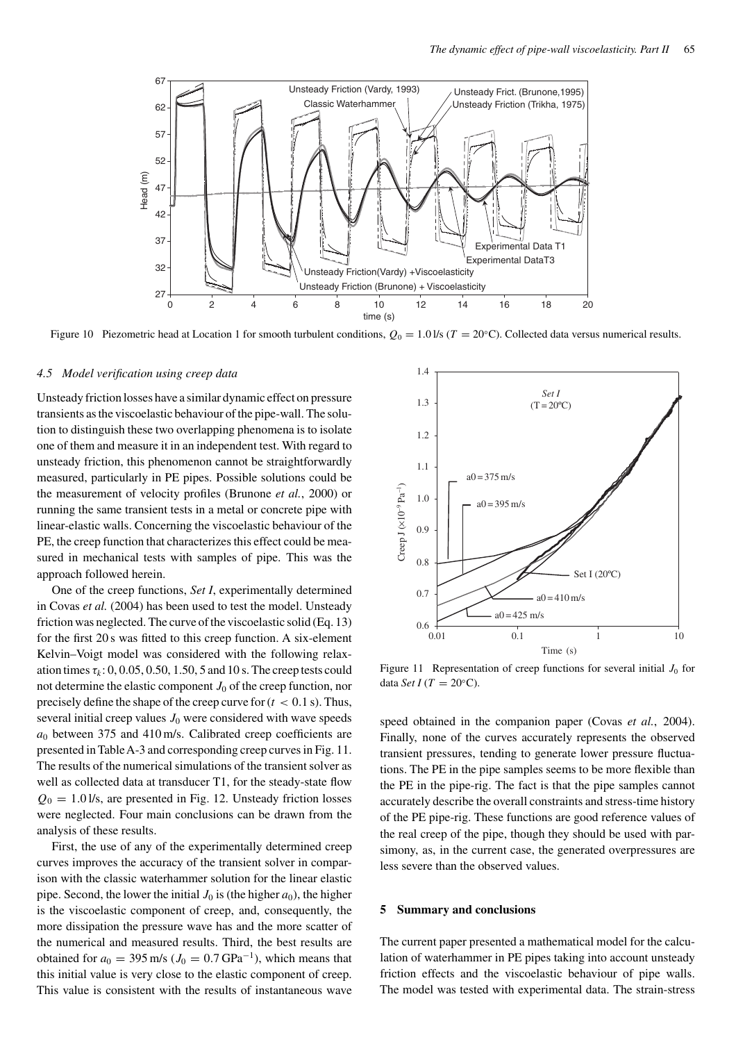Figure 10 Piezometric head at Location 1 for smooth turbulent conditions, $Q_0 = 1.0$ l/s ($T = 20$°C). Collected data versus numerical results.

### 4.5 Model verification using creep data

Unsteady friction losses have a similar dynamic effect on pressure transients as the viscoelastic behaviour of the pipe-wall. The solution to distinguish these two overlapping phenomena is to isolate one of them and measure it in an independent test. With regard to unsteady friction, this phenomenon cannot be straightforwardly measured, particularly in PE pipes. Possible solutions could be the measurement of velocity profiles (Brunone *et al.*, 2000) or running the same transient tests in a metal or concrete pipe with linear-elastic walls. Concerning the viscoelastic behaviour of the PE, the creep function that characterizes this effect could be measured in mechanical tests with samples of pipe. This was the approach followed herein.

One of the creep functions, *Set I*, experimentally determined in Covas *et al.* (2004) has been used to test the model. Unsteady friction was neglected. The curve of the viscoelastic solid (Eq. 13) for the first 20 s was fitted to this creep function. A six-element Kelvin–Voigt model was considered with the following relaxation times $\tau_k$: 0, 0.05, 0.50, 1.50, 5 and 10 s. The creep tests could not determine the elastic component $J_0$ of the creep function, nor precisely define the shape of the creep curve for ($t < 0.1$ s). Thus, several initial creep values $J_0$ were considered with wave speeds $a_0$ between 375 and 410 m/s. Calibrated creep coefficients are presented in Table A-3 and corresponding creep curves in Fig. 11. The results of the numerical simulations of the transient solver as well as collected data at transducer T1, for the steady-state flow $Q_0 = 1.0$ l/s, are presented in Fig. 12. Unsteady friction losses were neglected. Four main conclusions can be drawn from the analysis of these results.

First, the use of any of the experimentally determined creep curves improves the accuracy of the transient solver in comparison with the classic waterhammer solution for the linear elastic pipe. Second, the lower the initial $J_0$ is (the higher $a_0$), the higher is the viscoelastic component of creep, and, consequently, the more dissipation the pressure wave has and the more scatter of the numerical and measured results. Third, the best results are obtained for $a_0 = 395$ m/s ($J_0 = 0.7\,\text{GPa}^{-1}$), which means that this initial value is very close to the elastic component of creep. This value is consistent with the results of instantaneous wave speed obtained in the companion paper (Covas *et al.*, 2004). Finally, none of the curves accurately represents the observed transient pressures, tending to generate lower pressure fluctuations. The PE in the pipe samples seems to be more flexible than the PE in the pipe-rig. The fact is that the pipe samples cannot accurately describe the overall constraints and stress-time history of the PE pipe-rig. These functions are good reference values of the real creep of the pipe, though they should be used with parsimony, as, in the current case, the generated overpressures are less severe than the observed values.

Figure 11 Representation of creep functions for several initial $J_0$ for data *Set I* ($T = 20$°C).

## 5 Summary and conclusions

The current paper presented a mathematical model for the calculation of waterhammer in PE pipes taking into account unsteady friction effects and the viscoelastic behaviour of pipe walls. The model was tested with experimental data. The strain-stress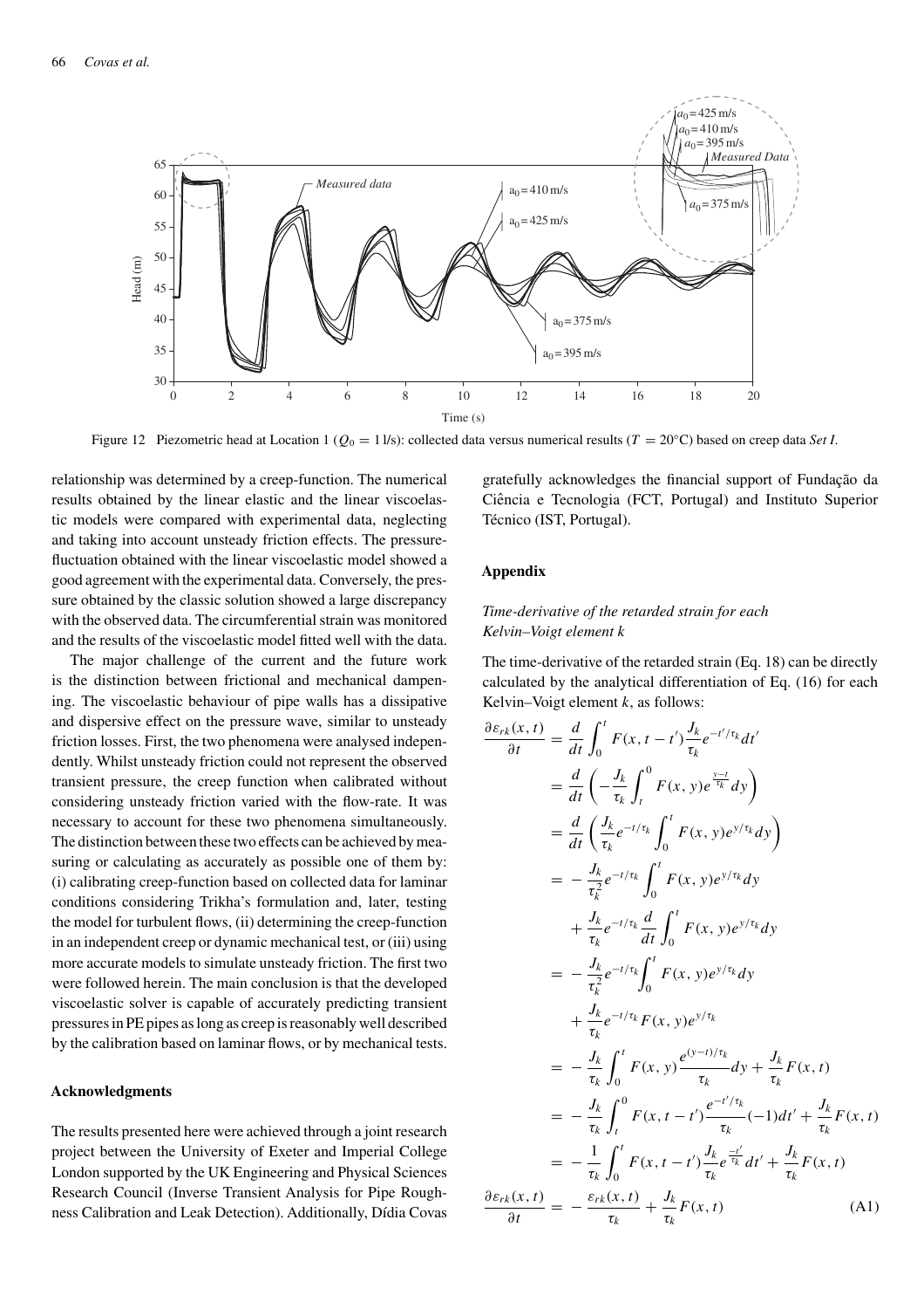65
60
55
50
45
40
35
30
Head (m)
0
2
4
6
8
10
12
14
16
18
20
Time (s)
Measured data
$a_0 = 410$ m/s
$a_0 = 425$ m/s
$a_0 = 375$ m/s
$a_0 = 395$ m/s
$a_0 = 425$ m/s
$a_0 = 410$ m/s
$a_0 = 395$ m/s
Measured Data
$a_0 = 375$ m/s

Figure 12 Piezometric head at Location 1 ($Q_0 = 1$ l/s): collected data versus numerical results ($T = 20°$C) based on creep data *Set I*.

relationship was determined by a creep-function. The numerical results obtained by the linear elastic and the linear viscoelastic models were compared with experimental data, neglecting and taking into account unsteady friction effects. The pressure-fluctuation obtained with the linear viscoelastic model showed a good agreement with the experimental data. Conversely, the pressure obtained by the classic solution showed a large discrepancy with the observed data. The circumferential strain was monitored and the results of the viscoelastic model fitted well with the data.

The major challenge of the current and the future work is the distinction between frictional and mechanical dampening. The viscoelastic behaviour of pipe walls has a dissipative and dispersive effect on the pressure wave, similar to unsteady friction losses. First, the two phenomena were analysed independently. Whilst unsteady friction could not represent the observed transient pressure, the creep function when calibrated without considering unsteady friction varied with the flow-rate. It was necessary to account for these two phenomena simultaneously. The distinction between these two effects can be achieved by measuring or calculating as accurately as possible one of them by: (i) calibrating creep-function based on collected data for laminar conditions considering Trikha's formulation and, later, testing the model for turbulent flows, (ii) determining the creep-function in an independent creep or dynamic mechanical test, or (iii) using more accurate models to simulate unsteady friction. The first two were followed herein. The main conclusion is that the developed viscoelastic solver is capable of accurately predicting transient pressures in PE pipes as long as creep is reasonably well described by the calibration based on laminar flows, or by mechanical tests.

## Acknowledgments

The results presented here were achieved through a joint research project between the University of Exeter and Imperial College London supported by the UK Engineering and Physical Sciences Research Council (Inverse Transient Analysis for Pipe Roughness Calibration and Leak Detection). Additionally, Dídia Covas gratefully acknowledges the financial support of Fundação da Ciência e Tecnologia (FCT, Portugal) and Instituto Superior Técnico (IST, Portugal).

## Appendix

### *Time-derivative of the retarded strain for each Kelvin–Voigt element k*

The time-derivative of the retarded strain (Eq. 18) can be directly calculated by the analytical differentiation of Eq. (16) for each Kelvin–Voigt element $k$, as follows:

$$
\begin{aligned}
\frac{\partial \varepsilon_{rk}(x,t)}{\partial t} &= \frac{d}{dt}\int_0^t F(x,t-t')\frac{J_k}{\tau_k}e^{-t'/\tau_k}dt' \\
&= \frac{d}{dt}\left(-\frac{J_k}{\tau_k}\int_t^0 F(x,y)e^{\frac{y-t}{\tau_k}}dy\right) \\
&= \frac{d}{dt}\left(\frac{J_k}{\tau_k}e^{-t/\tau_k}\int_0^t F(x,y)e^{y/\tau_k}dy\right) \\
&= -\frac{J_k}{\tau_k^2}e^{-t/\tau_k}\int_0^t F(x,y)e^{y/\tau_k}dy \\
&\quad + \frac{J_k}{\tau_k}e^{-t/\tau_k}\frac{d}{dt}\int_0^t F(x,y)e^{y/\tau_k}dy \\
&= -\frac{J_k}{\tau_k^2}e^{-t/\tau_k}\int_0^t F(x,y)e^{y/\tau_k}dy \\
&\quad + \frac{J_k}{\tau_k}e^{-t/\tau_k}F(x,y)e^{y/\tau_k} \\
&= -\frac{J_k}{\tau_k}\int_0^t F(x,y)\frac{e^{(y-t)/\tau_k}}{\tau_k}dy + \frac{J_k}{\tau_k}F(x,t) \\
&= -\frac{J_k}{\tau_k}\int_t^0 F(x,t-t')\frac{e^{-t'/\tau_k}}{\tau_k}(-1)dt' + \frac{J_k}{\tau_k}F(x,t) \\
&= -\frac{1}{\tau_k}\int_0^t F(x,t-t')\frac{J_k}{\tau_k}e^{\frac{-t'}{\tau_k}}dt' + \frac{J_k}{\tau_k}F(x,t) \\
\frac{\partial \varepsilon_{rk}(x,t)}{\partial t} &= -\frac{\varepsilon_{rk}(x,t)}{\tau_k} + \frac{J_k}{\tau_k}F(x,t)
\end{aligned}
\tag{A1}
$$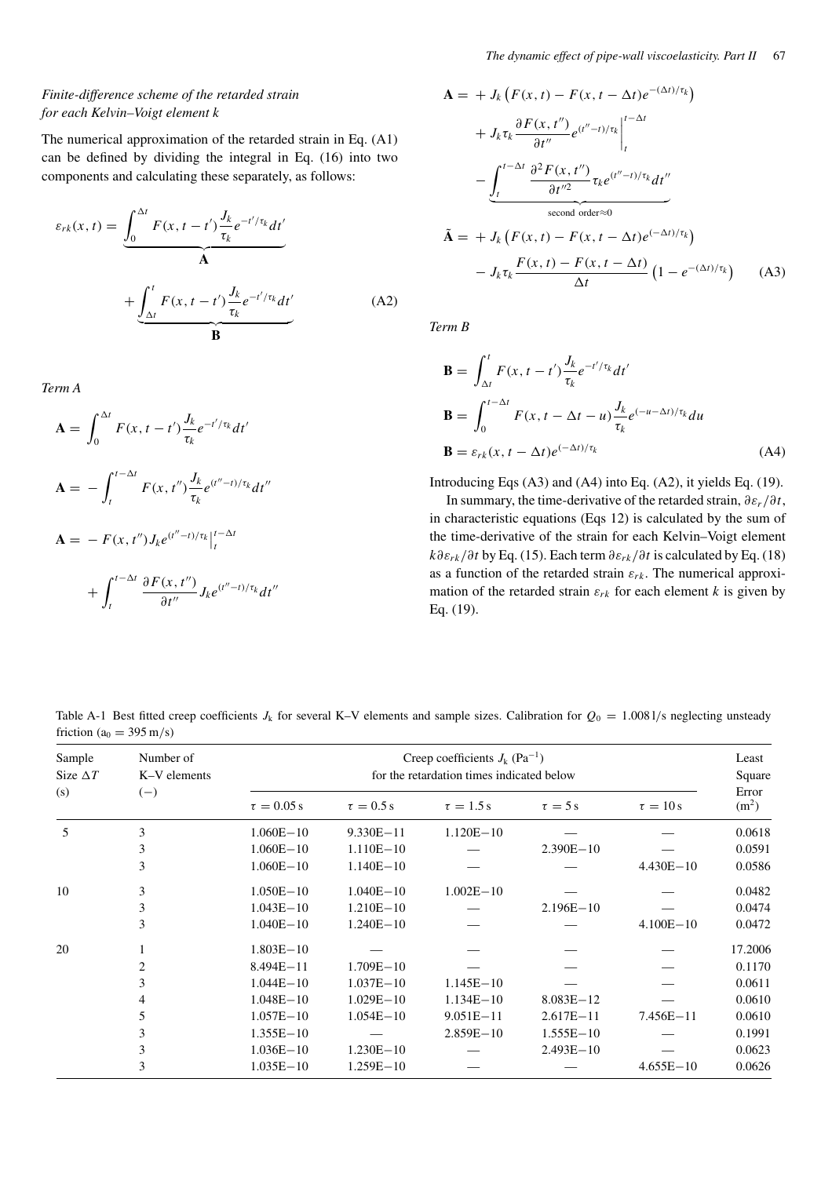*Finite-difference scheme of the retarded strain for each Kelvin–Voigt element k*

The numerical approximation of the retarded strain in Eq. (A1) can be defined by dividing the integral in Eq. (16) into two components and calculating these separately, as follows:

$$\varepsilon_{rk}(x,t) = \underbrace{\int_0^{\Delta t} F(x,t-t')\frac{J_k}{\tau_k}e^{-t'/\tau_k}dt'}_{\mathbf{A}} + \underbrace{\int_{\Delta t}^{t} F(x,t-t')\frac{J_k}{\tau_k}e^{-t'/\tau_k}dt'}_{\mathbf{B}} \tag{A2}$$

*Term A*

$$\mathbf{A} = \int_0^{\Delta t} F(x,t-t')\frac{J_k}{\tau_k}e^{-t'/\tau_k}dt'$$

$$\mathbf{A} = -\int_t^{t-\Delta t} F(x,t'')\frac{J_k}{\tau_k}e^{(t''-t)/\tau_k}dt''$$

$$\mathbf{A} = -F(x,t'')J_k e^{(t''-t)/\tau_k}\Big|_t^{t-\Delta t} + \int_t^{t-\Delta t}\frac{\partial F(x,t'')}{\partial t''}J_k e^{(t''-t)/\tau_k}dt''$$

$$\mathbf{A} = +J_k\left(F(x,t) - F(x,t-\Delta t)e^{-(\Delta t)/\tau_k}\right) + J_k\tau_k\frac{\partial F(x,t'')}{\partial t''}e^{(t''-t)/\tau_k}\Big|_t^{t-\Delta t} - \underbrace{\int_t^{t-\Delta t}\frac{\partial^2 F(x,t'')}{\partial t''^2}\tau_k e^{(t''-t)/\tau_k}dt''}_{\text{second order}\approx 0}$$

$$\tilde{\mathbf{A}} = +J_k\left(F(x,t) - F(x,t-\Delta t)e^{(-\Delta t)/\tau_k}\right) - J_k\tau_k\frac{F(x,t)-F(x,t-\Delta t)}{\Delta t}\left(1-e^{-(\Delta t)/\tau_k}\right) \tag{A3}$$

*Term B*

$$\mathbf{B} = \int_{\Delta t}^{t} F(x,t-t')\frac{J_k}{\tau_k}e^{-t'/\tau_k}dt'$$

$$\mathbf{B} = \int_0^{t-\Delta t} F(x,t-\Delta t-u)\frac{J_k}{\tau_k}e^{(-u-\Delta t)/\tau_k}du$$

$$\mathbf{B} = \varepsilon_{rk}(x,t-\Delta t)e^{(-\Delta t)/\tau_k} \tag{A4}$$

Introducing Eqs (A3) and (A4) into Eq. (A2), it yields Eq. (19).

In summary, the time-derivative of the retarded strain, $\partial\varepsilon_r/\partial t$, in characteristic equations (Eqs 12) is calculated by the sum of the time-derivative of the strain for each Kelvin–Voigt element $k\,\partial\varepsilon_{rk}/\partial t$ by Eq. (15). Each term $\partial\varepsilon_{rk}/\partial t$ is calculated by Eq. (18) as a function of the retarded strain $\varepsilon_{rk}$. The numerical approximation of the retarded strain $\varepsilon_{rk}$ for each element $k$ is given by Eq. (19).

Table A-1 Best fitted creep coefficients $J_k$ for several K–V elements and sample sizes. Calibration for $Q_0 = 1.008\,\text{l/s}$ neglecting unsteady friction ($a_0 = 395\,\text{m/s}$)

| Sample Size $\Delta T$ (s) | Number of K–V elements (−) | Creep coefficients $J_k$ (Pa$^{-1}$) for the retardation times indicated below | | | | | Least Square Error (m$^2$) |
|---|---|---|---|---|---|---|---|
| | | $\tau = 0.05$ s | $\tau = 0.5$ s | $\tau = 1.5$ s | $\tau = 5$ s | $\tau = 10$ s | |
| 5 | 3 | 1.060E−10 | 9.330E−11 | 1.120E−10 | — | — | 0.0618 |
| | 3 | 1.060E−10 | 1.110E−10 | — | 2.390E−10 | — | 0.0591 |
| | 3 | 1.060E−10 | 1.140E−10 | — | — | 4.430E−10 | 0.0586 |
| 10 | 3 | 1.050E−10 | 1.040E−10 | 1.002E−10 | — | — | 0.0482 |
| | 3 | 1.043E−10 | 1.210E−10 | — | 2.196E−10 | — | 0.0474 |
| | 3 | 1.040E−10 | 1.240E−10 | — | — | 4.100E−10 | 0.0472 |
| 20 | 1 | 1.803E−10 | — | — | — | — | 17.2006 |
| | 2 | 8.494E−11 | 1.709E−10 | — | — | — | 0.1170 |
| | 3 | 1.044E−10 | 1.037E−10 | 1.145E−10 | — | — | 0.0611 |
| | 4 | 1.048E−10 | 1.029E−10 | 1.134E−10 | 8.083E−12 | — | 0.0610 |
| | 5 | 1.057E−10 | 1.054E−10 | 9.051E−11 | 2.617E−11 | 7.456E−11 | 0.0610 |
| | 3 | 1.355E−10 | — | 2.859E−10 | 1.555E−10 | — | 0.1991 |
| | 3 | 1.036E−10 | 1.230E−10 | — | 2.493E−10 | — | 0.0623 |
| | 3 | 1.035E−10 | 1.259E−10 | — | — | 4.655E−10 | 0.0626 |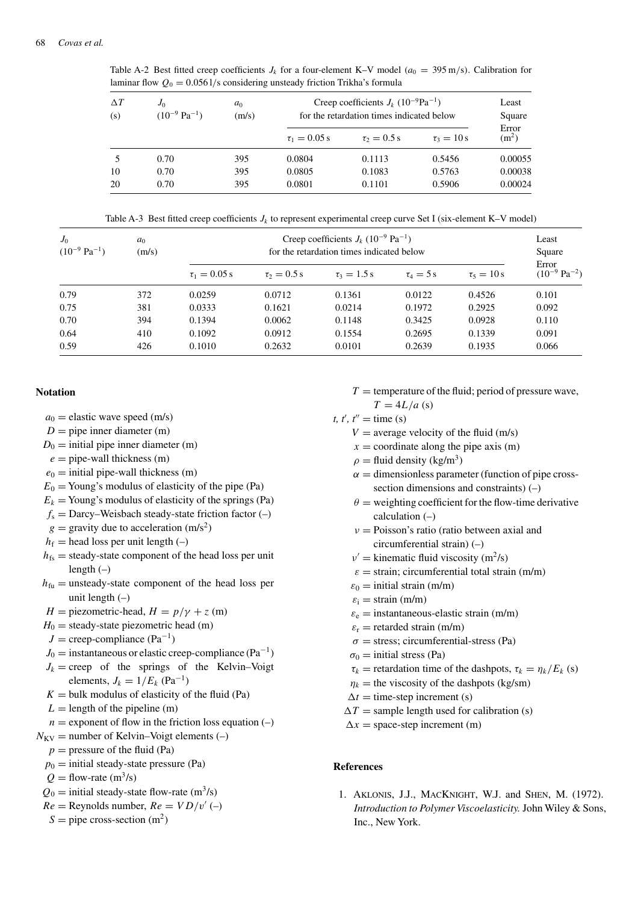Table A-2 Best fitted creep coefficients $J_k$ for a four-element K–V model ($a_0 = 395$ m/s). Calibration for laminar flow $Q_0 = 0.056$ l/s considering unsteady friction Trikha's formula

| $\Delta T$ (s) | $J_0$ ($10^{-9}$ Pa$^{-1}$) | $a_0$ (m/s) | Creep coefficients $J_k$ ($10^{-9}$Pa$^{-1}$) for the retardation times indicated below | | | Least Square Error (m$^2$) |
|---|---|---|---|---|---|---|
| | | | $\tau_1 = 0.05$ s | $\tau_2 = 0.5$ s | $\tau_3 = 10$ s | |
| 5 | 0.70 | 395 | 0.0804 | 0.1113 | 0.5456 | 0.00055 |
| 10 | 0.70 | 395 | 0.0805 | 0.1083 | 0.5763 | 0.00038 |
| 20 | 0.70 | 395 | 0.0801 | 0.1101 | 0.5906 | 0.00024 |

Table A-3 Best fitted creep coefficients $J_k$ to represent experimental creep curve Set I (six-element K–V model)

| $J_0$ ($10^{-9}$ Pa$^{-1}$) | $a_0$ (m/s) | Creep coefficients $J_k$ ($10^{-9}$ Pa$^{-1}$) for the retardation times indicated below | | | | | Least Square Error ($10^{-9}$ Pa$^{-2}$) |
|---|---|---|---|---|---|---|---|
| | | $\tau_1 = 0.05$ s | $\tau_2 = 0.5$ s | $\tau_3 = 1.5$ s | $\tau_4 = 5$ s | $\tau_5 = 10$ s | |
| 0.79 | 372 | 0.0259 | 0.0712 | 0.1361 | 0.0122 | 0.4526 | 0.101 |
| 0.75 | 381 | 0.0333 | 0.1621 | 0.0214 | 0.1972 | 0.2925 | 0.092 |
| 0.70 | 394 | 0.1394 | 0.0062 | 0.1148 | 0.3425 | 0.0928 | 0.110 |
| 0.64 | 410 | 0.1092 | 0.0912 | 0.1554 | 0.2695 | 0.1339 | 0.091 |
| 0.59 | 426 | 0.1010 | 0.2632 | 0.0101 | 0.2639 | 0.1935 | 0.066 |

## Notation

$a_0$ = elastic wave speed (m/s)
$D$ = pipe inner diameter (m)
$D_0$ = initial pipe inner diameter (m)
$e$ = pipe-wall thickness (m)
$e_0$ = initial pipe-wall thickness (m)
$E_0$ = Young's modulus of elasticity of the pipe (Pa)
$E_k$ = Young's modulus of elasticity of the springs (Pa)
$f_s$ = Darcy–Weisbach steady-state friction factor (–)
$g$ = gravity due to acceleration (m/s$^2$)
$h_f$ = head loss per unit length (–)
$h_{fs}$ = steady-state component of the head loss per unit length (–)
$h_{fu}$ = unsteady-state component of the head loss per unit length (–)
$H$ = piezometric-head, $H = p/\gamma + z$ (m)
$H_0$ = steady-state piezometric head (m)
$J$ = creep-compliance (Pa$^{-1}$)
$J_0$ = instantaneous or elastic creep-compliance (Pa$^{-1}$)
$J_k$ = creep of the springs of the Kelvin–Voigt elements, $J_k = 1/E_k$ (Pa$^{-1}$)
$K$ = bulk modulus of elasticity of the fluid (Pa)
$L$ = length of the pipeline (m)
$n$ = exponent of flow in the friction loss equation (–)
$N_{KV}$ = number of Kelvin–Voigt elements (–)
$p$ = pressure of the fluid (Pa)
$p_0$ = initial steady-state pressure (Pa)
$Q$ = flow-rate (m$^3$/s)
$Q_0$ = initial steady-state flow-rate (m$^3$/s)
$Re$ = Reynolds number, $Re = VD/\nu'$ (–)
$S$ = pipe cross-section (m$^2$)
$T$ = temperature of the fluid; period of pressure wave, $T = 4L/a$ (s)
$t$, $t'$, $t''$ = time (s)
$V$ = average velocity of the fluid (m/s)
$x$ = coordinate along the pipe axis (m)
$\rho$ = fluid density (kg/m$^3$)
$\alpha$ = dimensionless parameter (function of pipe cross-section dimensions and constraints) (–)
$\theta$ = weighting coefficient for the flow-time derivative calculation (–)
$\nu$ = Poisson's ratio (ratio between axial and circumferential strain) (–)
$\nu'$ = kinematic fluid viscosity (m$^2$/s)
$\varepsilon$ = strain; circumferential total strain (m/m)
$\varepsilon_0$ = initial strain (m/m)
$\varepsilon_i$ = strain (m/m)
$\varepsilon_e$ = instantaneous-elastic strain (m/m)
$\varepsilon_r$ = retarded strain (m/m)
$\sigma$ = stress; circumferential-stress (Pa)
$\sigma_0$ = initial stress (Pa)
$\tau_k$ = retardation time of the dashpots, $\tau_k = \eta_k/E_k$ (s)
$\eta_k$ = the viscosity of the dashpots (kg/sm)
$\Delta t$ = time-step increment (s)
$\Delta T$ = sample length used for calibration (s)
$\Delta x$ = space-step increment (m)

## References

1. Aklonis, J.J., MacKnight, W.J. and Shen, M. (1972). *Introduction to Polymer Viscoelasticity.* John Wiley & Sons, Inc., New York.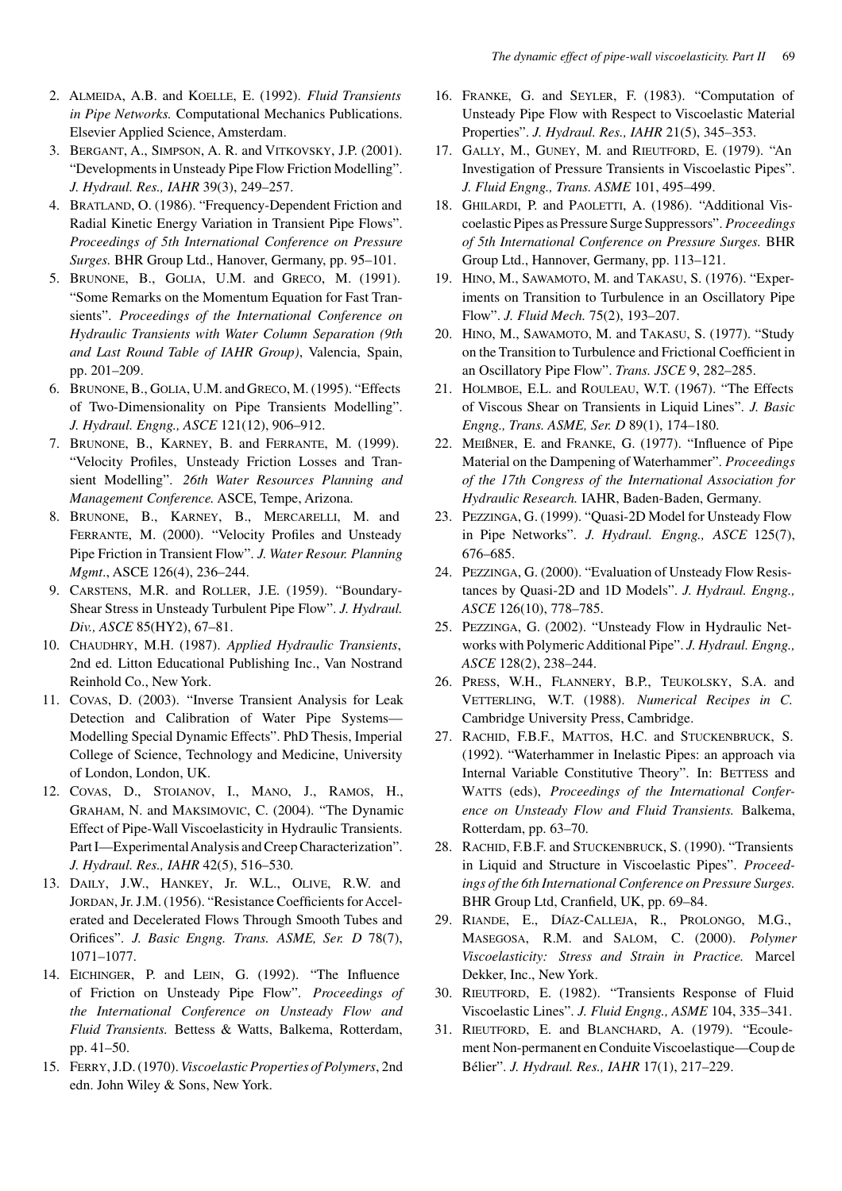2. Almeida, A.B. and Koelle, E. (1992). *Fluid Transients in Pipe Networks.* Computational Mechanics Publications. Elsevier Applied Science, Amsterdam.
3. Bergant, A., Simpson, A. R. and Vitkovsky, J.P. (2001). "Developments in Unsteady Pipe Flow Friction Modelling". *J. Hydraul. Res., IAHR* 39(3), 249–257.
4. Bratland, O. (1986). "Frequency-Dependent Friction and Radial Kinetic Energy Variation in Transient Pipe Flows". *Proceedings of 5th International Conference on Pressure Surges.* BHR Group Ltd., Hanover, Germany, pp. 95–101.
5. Brunone, B., Golia, U.M. and Greco, M. (1991). "Some Remarks on the Momentum Equation for Fast Transients". *Proceedings of the International Conference on Hydraulic Transients with Water Column Separation (9th and Last Round Table of IAHR Group)*, Valencia, Spain, pp. 201–209.
6. Brunone, B., Golia, U.M. and Greco, M. (1995). "Effects of Two-Dimensionality on Pipe Transients Modelling". *J. Hydraul. Engng., ASCE* 121(12), 906–912.
7. Brunone, B., Karney, B. and Ferrante, M. (1999). "Velocity Profiles, Unsteady Friction Losses and Transient Modelling". *26th Water Resources Planning and Management Conference.* ASCE, Tempe, Arizona.
8. Brunone, B., Karney, B., Mercarelli, M. and Ferrante, M. (2000). "Velocity Profiles and Unsteady Pipe Friction in Transient Flow". *J. Water Resour. Planning Mgmt.*, ASCE 126(4), 236–244.
9. Carstens, M.R. and Roller, J.E. (1959). "Boundary-Shear Stress in Unsteady Turbulent Pipe Flow". *J. Hydraul. Div., ASCE* 85(HY2), 67–81.
10. Chaudhry, M.H. (1987). *Applied Hydraulic Transients*, 2nd ed. Litton Educational Publishing Inc., Van Nostrand Reinhold Co., New York.
11. Covas, D. (2003). "Inverse Transient Analysis for Leak Detection and Calibration of Water Pipe Systems—Modelling Special Dynamic Effects". PhD Thesis, Imperial College of Science, Technology and Medicine, University of London, London, UK.
12. Covas, D., Stoianov, I., Mano, J., Ramos, H., Graham, N. and Maksimovic, C. (2004). "The Dynamic Effect of Pipe-Wall Viscoelasticity in Hydraulic Transients. Part I—Experimental Analysis and Creep Characterization". *J. Hydraul. Res., IAHR* 42(5), 516–530.
13. Daily, J.W., Hankey, Jr. W.L., Olive, R.W. and Jordan, Jr. J.M. (1956). "Resistance Coefficients for Accelerated and Decelerated Flows Through Smooth Tubes and Orifices". *J. Basic Engng. Trans. ASME, Ser. D* 78(7), 1071–1077.
14. Eichinger, P. and Lein, G. (1992). "The Influence of Friction on Unsteady Pipe Flow". *Proceedings of the International Conference on Unsteady Flow and Fluid Transients.* Bettess & Watts, Balkema, Rotterdam, pp. 41–50.
15. Ferry, J.D. (1970). *Viscoelastic Properties of Polymers*, 2nd edn. John Wiley & Sons, New York.
16. Franke, G. and Seyler, F. (1983). "Computation of Unsteady Pipe Flow with Respect to Viscoelastic Material Properties". *J. Hydraul. Res., IAHR* 21(5), 345–353.
17. Gally, M., Guney, M. and Rieutford, E. (1979). "An Investigation of Pressure Transients in Viscoelastic Pipes". *J. Fluid Engng., Trans. ASME* 101, 495–499.
18. Ghilardi, P. and Paoletti, A. (1986). "Additional Viscoelastic Pipes as Pressure Surge Suppressors". *Proceedings of 5th International Conference on Pressure Surges.* BHR Group Ltd., Hannover, Germany, pp. 113–121.
19. Hino, M., Sawamoto, M. and Takasu, S. (1976). "Experiments on Transition to Turbulence in an Oscillatory Pipe Flow". *J. Fluid Mech.* 75(2), 193–207.
20. Hino, M., Sawamoto, M. and Takasu, S. (1977). "Study on the Transition to Turbulence and Frictional Coefficient in an Oscillatory Pipe Flow". *Trans. JSCE* 9, 282–285.
21. Holmboe, E.L. and Rouleau, W.T. (1967). "The Effects of Viscous Shear on Transients in Liquid Lines". *J. Basic Engng., Trans. ASME, Ser. D* 89(1), 174–180.
22. Meißner, E. and Franke, G. (1977). "Influence of Pipe Material on the Dampening of Waterhammer". *Proceedings of the 17th Congress of the International Association for Hydraulic Research.* IAHR, Baden-Baden, Germany.
23. Pezzinga, G. (1999). "Quasi-2D Model for Unsteady Flow in Pipe Networks". *J. Hydraul. Engng., ASCE* 125(7), 676–685.
24. Pezzinga, G. (2000). "Evaluation of Unsteady Flow Resistances by Quasi-2D and 1D Models". *J. Hydraul. Engng., ASCE* 126(10), 778–785.
25. Pezzinga, G. (2002). "Unsteady Flow in Hydraulic Networks with Polymeric Additional Pipe". *J. Hydraul. Engng., ASCE* 128(2), 238–244.
26. Press, W.H., Flannery, B.P., Teukolsky, S.A. and Vetterling, W.T. (1988). *Numerical Recipes in C.* Cambridge University Press, Cambridge.
27. Rachid, F.B.F., Mattos, H.C. and Stuckenbruck, S. (1992). "Waterhammer in Inelastic Pipes: an approach via Internal Variable Constitutive Theory". In: Bettess and Watts (eds), *Proceedings of the International Conference on Unsteady Flow and Fluid Transients.* Balkema, Rotterdam, pp. 63–70.
28. Rachid, F.B.F. and Stuckenbruck, S. (1990). "Transients in Liquid and Structure in Viscoelastic Pipes". *Proceedings of the 6th International Conference on Pressure Surges.* BHR Group Ltd, Cranfield, UK, pp. 69–84.
29. Riande, E., Díaz-Calleja, R., Prolongo, M.G., Masegosa, R.M. and Salom, C. (2000). *Polymer Viscoelasticity: Stress and Strain in Practice.* Marcel Dekker, Inc., New York.
30. Rieutford, E. (1982). "Transients Response of Fluid Viscoelastic Lines". *J. Fluid Engng., ASME* 104, 335–341.
31. Rieutford, E. and Blanchard, A. (1979). "Ecoulement Non-permanent en Conduite Viscoelastique—Coup de Bélier". *J. Hydraul. Res., IAHR* 17(1), 217–229.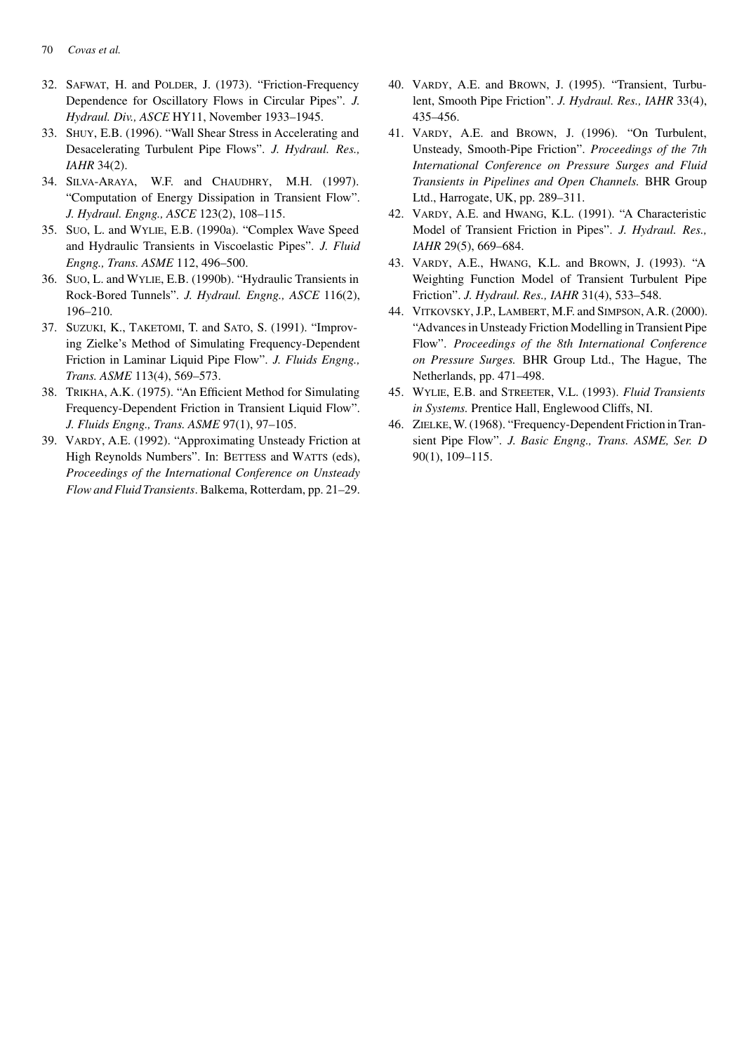32. Safwat, H. and Polder, J. (1973). "Friction-Frequency Dependence for Oscillatory Flows in Circular Pipes". *J. Hydraul. Div., ASCE* HY11, November 1933–1945.
33. Shuy, E.B. (1996). "Wall Shear Stress in Accelerating and Desacelerating Turbulent Pipe Flows". *J. Hydraul. Res., IAHR* 34(2).
34. Silva-Araya, W.F. and Chaudhry, M.H. (1997). "Computation of Energy Dissipation in Transient Flow". *J. Hydraul. Engng., ASCE* 123(2), 108–115.
35. Suo, L. and Wylie, E.B. (1990a). "Complex Wave Speed and Hydraulic Transients in Viscoelastic Pipes". *J. Fluid Engng., Trans. ASME* 112, 496–500.
36. Suo, L. and Wylie, E.B. (1990b). "Hydraulic Transients in Rock-Bored Tunnels". *J. Hydraul. Engng., ASCE* 116(2), 196–210.
37. Suzuki, K., Taketomi, T. and Sato, S. (1991). "Improving Zielke's Method of Simulating Frequency-Dependent Friction in Laminar Liquid Pipe Flow". *J. Fluids Engng., Trans. ASME* 113(4), 569–573.
38. Trikha, A.K. (1975). "An Efficient Method for Simulating Frequency-Dependent Friction in Transient Liquid Flow". *J. Fluids Engng., Trans. ASME* 97(1), 97–105.
39. Vardy, A.E. (1992). "Approximating Unsteady Friction at High Reynolds Numbers". In: Bettess and Watts (eds), *Proceedings of the International Conference on Unsteady Flow and Fluid Transients*. Balkema, Rotterdam, pp. 21–29.
40. Vardy, A.E. and Brown, J. (1995). "Transient, Turbulent, Smooth Pipe Friction". *J. Hydraul. Res., IAHR* 33(4), 435–456.
41. Vardy, A.E. and Brown, J. (1996). "On Turbulent, Unsteady, Smooth-Pipe Friction". *Proceedings of the 7th International Conference on Pressure Surges and Fluid Transients in Pipelines and Open Channels.* BHR Group Ltd., Harrogate, UK, pp. 289–311.
42. Vardy, A.E. and Hwang, K.L. (1991). "A Characteristic Model of Transient Friction in Pipes". *J. Hydraul. Res., IAHR* 29(5), 669–684.
43. Vardy, A.E., Hwang, K.L. and Brown, J. (1993). "A Weighting Function Model of Transient Turbulent Pipe Friction". *J. Hydraul. Res., IAHR* 31(4), 533–548.
44. Vitkovsky, J.P., Lambert, M.F. and Simpson, A.R. (2000). "Advances in Unsteady Friction Modelling in Transient Pipe Flow". *Proceedings of the 8th International Conference on Pressure Surges.* BHR Group Ltd., The Hague, The Netherlands, pp. 471–498.
45. Wylie, E.B. and Streeter, V.L. (1993). *Fluid Transients in Systems.* Prentice Hall, Englewood Cliffs, NI.
46. Zielke, W. (1968). "Frequency-Dependent Friction in Transient Pipe Flow". *J. Basic Engng., Trans. ASME, Ser. D* 90(1), 109–115.